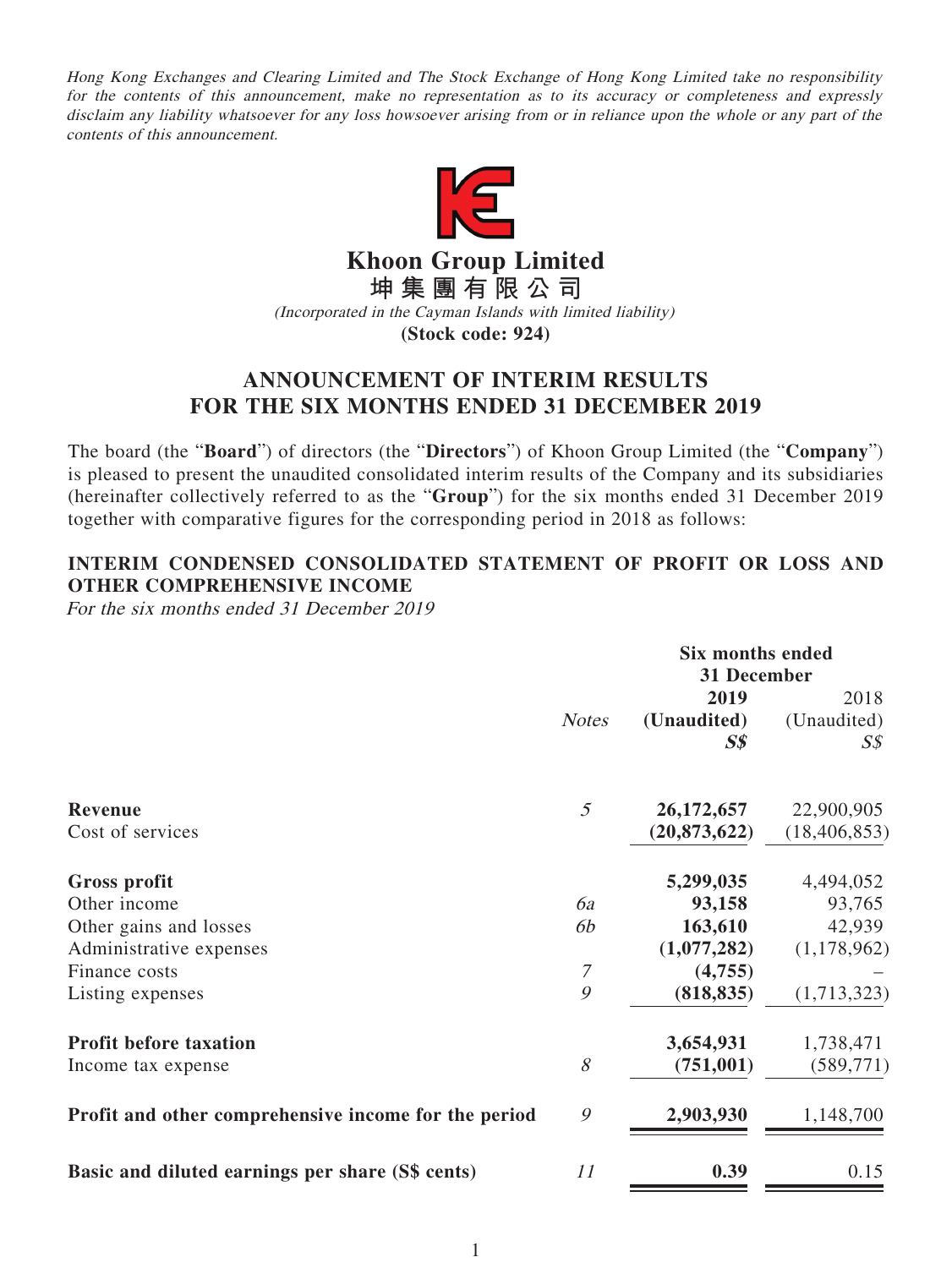*Hong Kong Exchanges and Clearing Limited and The Stock Exchange of Hong Kong Limited take no responsibility for the contents of this announcement, make no representation as to its accuracy or completeness and expressly disclaim any liability whatsoever for any loss howsoever arising from or in reliance upon the whole or any part of the contents of this announcement.*

# Khoon Group Limited

# 坤集團有限公司

*(Incorporated in the Cayman Islands with limited liability)*

**(Stock code: 924)**

## ANNOUNCEMENT OF INTERIM RESULTS FOR THE SIX MONTHS ENDED 31 DECEMBER 2019

The board (the "**Board**") of directors (the "**Directors**") of Khoon Group Limited (the "**Company**") is pleased to present the unaudited consolidated interim results of the Company and its subsidiaries (hereinafter collectively referred to as the "**Group**") for the six months ended 31 December 2019 together with comparative figures for the corresponding period in 2018 as follows:

### INTERIM CONDENSED CONSOLIDATED STATEMENT OF PROFIT OR LOSS AND OTHER COMPREHENSIVE INCOME

*For the six months ended 31 December 2019*

| | | Six months ended 31 December | |
|---|---|---|---|
| | *Notes* | **2019 (Unaudited) *S$*** | 2018 (Unaudited) *S$* |
| **Revenue** | *5* | **26,172,657** | 22,900,905 |
| Cost of services | | **(20,873,622)** | (18,406,853) |
| **Gross profit** | | **5,299,035** | 4,494,052 |
| Other income | *6a* | **93,158** | 93,765 |
| Other gains and losses | *6b* | **163,610** | 42,939 |
| Administrative expenses | | **(1,077,282)** | (1,178,962) |
| Finance costs | *7* | **(4,755)** | – |
| Listing expenses | *9* | **(818,835)** | (1,713,323) |
| **Profit before taxation** | | **3,654,931** | 1,738,471 |
| Income tax expense | *8* | **(751,001)** | (589,771) |
| **Profit and other comprehensive income for the period** | *9* | **2,903,930** | 1,148,700 |
| **Basic and diluted earnings per share (S$ cents)** | *11* | **0.39** | 0.15 |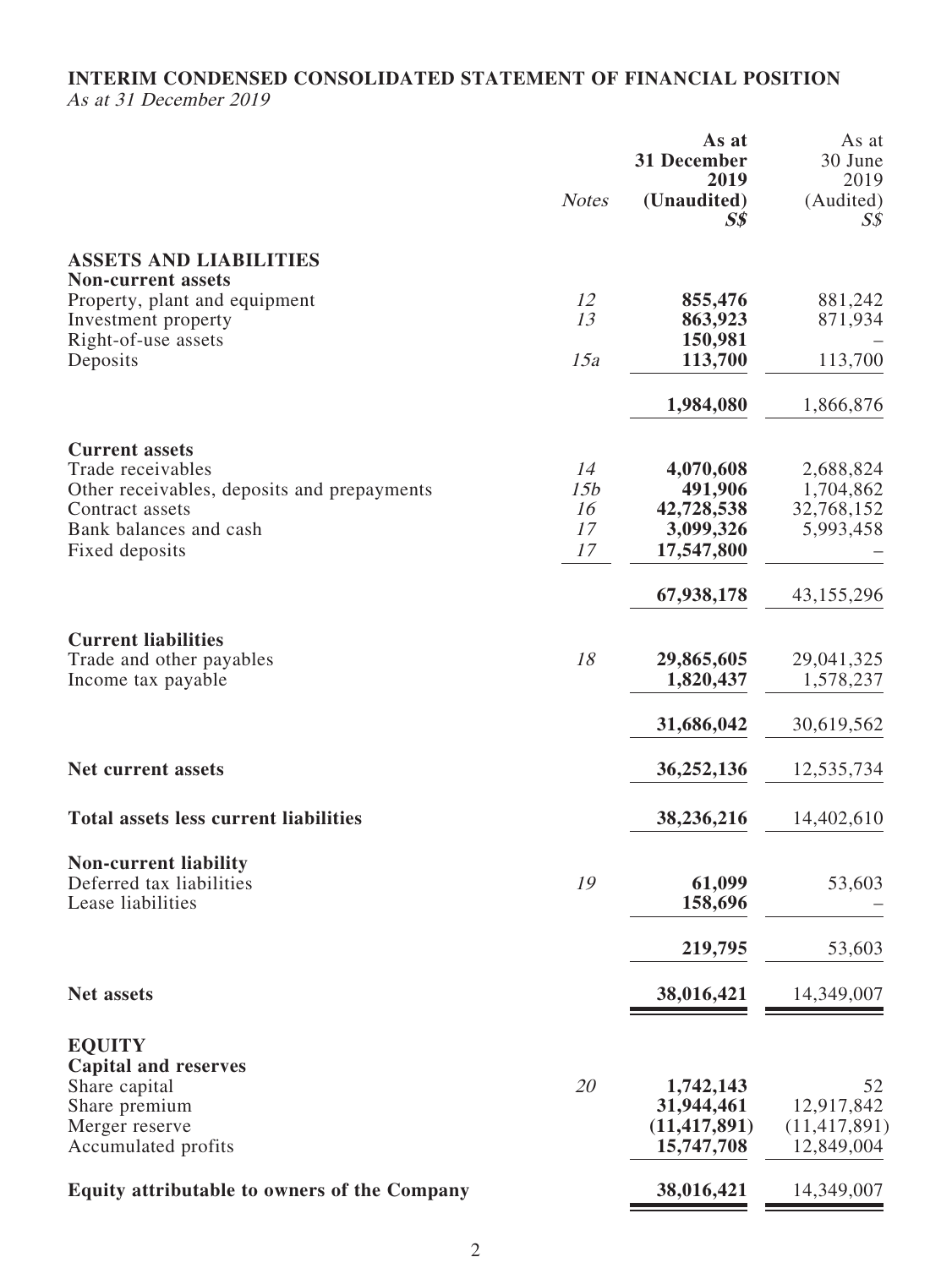**INTERIM CONDENSED CONSOLIDATED STATEMENT OF FINANCIAL POSITION**

*As at 31 December 2019*

| | *Notes* | **As at 31 December 2019 (Unaudited) *S$*** | As at 30 June 2019 (Audited) *S$* |
|---|---|---|---|
| **ASSETS AND LIABILITIES** | | | |
| **Non-current assets** | | | |
| Property, plant and equipment | *12* | **855,476** | 881,242 |
| Investment property | *13* | **863,923** | 871,934 |
| Right-of-use assets | | **150,981** | – |
| Deposits | *15a* | **113,700** | 113,700 |
| | | **1,984,080** | 1,866,876 |
| **Current assets** | | | |
| Trade receivables | *14* | **4,070,608** | 2,688,824 |
| Other receivables, deposits and prepayments | *15b* | **491,906** | 1,704,862 |
| Contract assets | *16* | **42,728,538** | 32,768,152 |
| Bank balances and cash | *17* | **3,099,326** | 5,993,458 |
| Fixed deposits | *17* | **17,547,800** | – |
| | | **67,938,178** | 43,155,296 |
| **Current liabilities** | | | |
| Trade and other payables | *18* | **29,865,605** | 29,041,325 |
| Income tax payable | | **1,820,437** | 1,578,237 |
| | | **31,686,042** | 30,619,562 |
| **Net current assets** | | **36,252,136** | 12,535,734 |
| **Total assets less current liabilities** | | **38,236,216** | 14,402,610 |
| **Non-current liability** | | | |
| Deferred tax liabilities | *19* | **61,099** | 53,603 |
| Lease liabilities | | **158,696** | – |
| | | **219,795** | 53,603 |
| **Net assets** | | **38,016,421** | 14,349,007 |
| **EQUITY** | | | |
| **Capital and reserves** | | | |
| Share capital | *20* | **1,742,143** | 52 |
| Share premium | | **31,944,461** | 12,917,842 |
| Merger reserve | | **(11,417,891)** | (11,417,891) |
| Accumulated profits | | **15,747,708** | 12,849,004 |
| **Equity attributable to owners of the Company** | | **38,016,421** | 14,349,007 |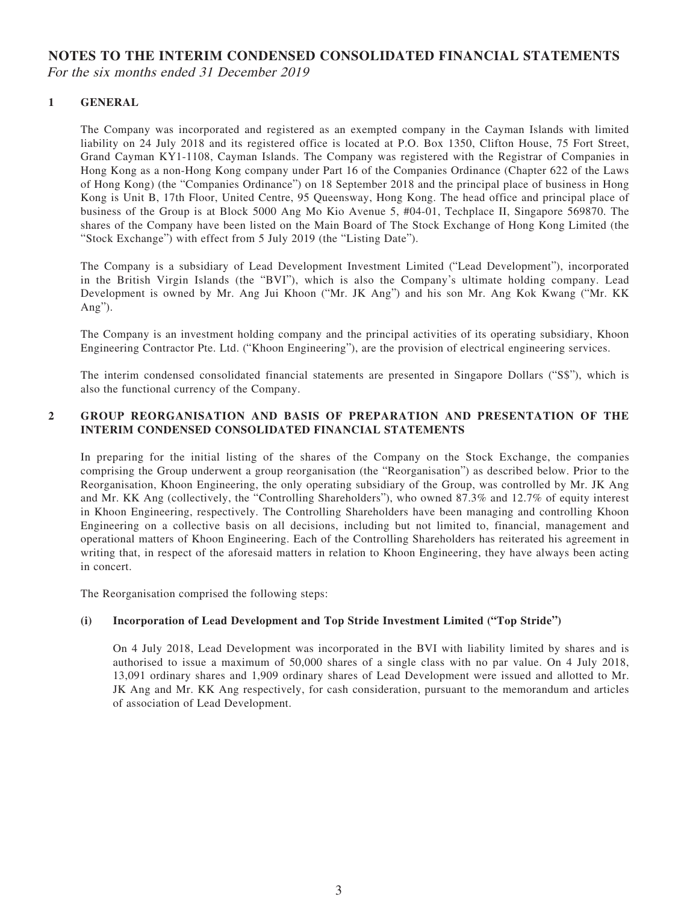# NOTES TO THE INTERIM CONDENSED CONSOLIDATED FINANCIAL STATEMENTS

*For the six months ended 31 December 2019*

## 1 GENERAL

The Company was incorporated and registered as an exempted company in the Cayman Islands with limited liability on 24 July 2018 and its registered office is located at P.O. Box 1350, Clifton House, 75 Fort Street, Grand Cayman KY1-1108, Cayman Islands. The Company was registered with the Registrar of Companies in Hong Kong as a non-Hong Kong company under Part 16 of the Companies Ordinance (Chapter 622 of the Laws of Hong Kong) (the "Companies Ordinance") on 18 September 2018 and the principal place of business in Hong Kong is Unit B, 17th Floor, United Centre, 95 Queensway, Hong Kong. The head office and principal place of business of the Group is at Block 5000 Ang Mo Kio Avenue 5, #04-01, Techplace II, Singapore 569870. The shares of the Company have been listed on the Main Board of The Stock Exchange of Hong Kong Limited (the "Stock Exchange") with effect from 5 July 2019 (the "Listing Date").

The Company is a subsidiary of Lead Development Investment Limited ("Lead Development"), incorporated in the British Virgin Islands (the "BVI"), which is also the Company's ultimate holding company. Lead Development is owned by Mr. Ang Jui Khoon ("Mr. JK Ang") and his son Mr. Ang Kok Kwang ("Mr. KK Ang").

The Company is an investment holding company and the principal activities of its operating subsidiary, Khoon Engineering Contractor Pte. Ltd. ("Khoon Engineering"), are the provision of electrical engineering services.

The interim condensed consolidated financial statements are presented in Singapore Dollars ("S$"), which is also the functional currency of the Company.

## 2 GROUP REORGANISATION AND BASIS OF PREPARATION AND PRESENTATION OF THE INTERIM CONDENSED CONSOLIDATED FINANCIAL STATEMENTS

In preparing for the initial listing of the shares of the Company on the Stock Exchange, the companies comprising the Group underwent a group reorganisation (the "Reorganisation") as described below. Prior to the Reorganisation, Khoon Engineering, the only operating subsidiary of the Group, was controlled by Mr. JK Ang and Mr. KK Ang (collectively, the "Controlling Shareholders"), who owned 87.3% and 12.7% of equity interest in Khoon Engineering, respectively. The Controlling Shareholders have been managing and controlling Khoon Engineering on a collective basis on all decisions, including but not limited to, financial, management and operational matters of Khoon Engineering. Each of the Controlling Shareholders has reiterated his agreement in writing that, in respect of the aforesaid matters in relation to Khoon Engineering, they have always been acting in concert.

The Reorganisation comprised the following steps:

### (i) Incorporation of Lead Development and Top Stride Investment Limited ("Top Stride")

On 4 July 2018, Lead Development was incorporated in the BVI with liability limited by shares and is authorised to issue a maximum of 50,000 shares of a single class with no par value. On 4 July 2018, 13,091 ordinary shares and 1,909 ordinary shares of Lead Development were issued and allotted to Mr. JK Ang and Mr. KK Ang respectively, for cash consideration, pursuant to the memorandum and articles of association of Lead Development.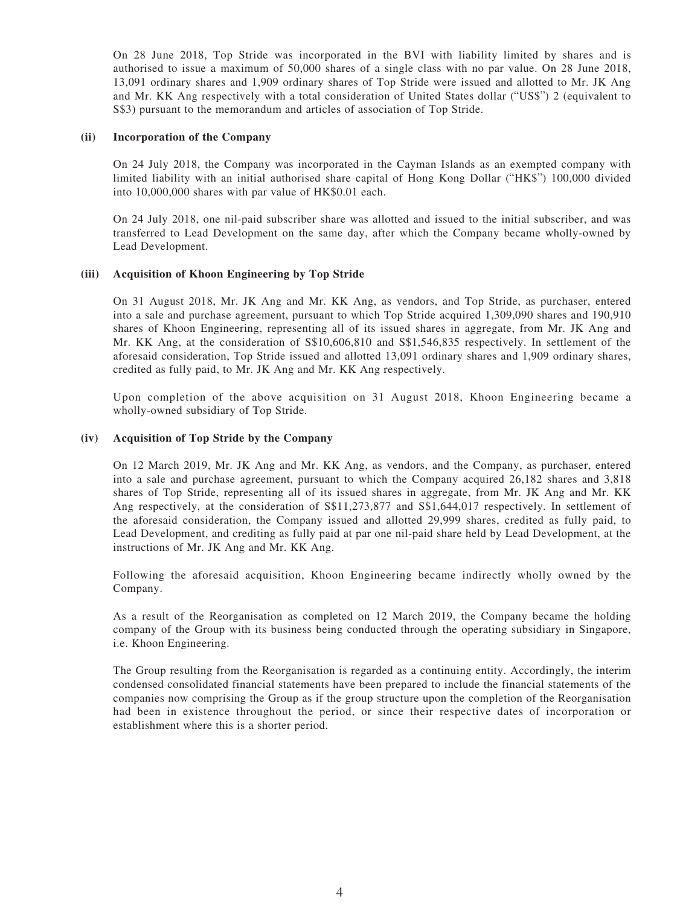On 28 June 2018, Top Stride was incorporated in the BVI with liability limited by shares and is authorised to issue a maximum of 50,000 shares of a single class with no par value. On 28 June 2018, 13,091 ordinary shares and 1,909 ordinary shares of Top Stride were issued and allotted to Mr. JK Ang and Mr. KK Ang respectively with a total consideration of United States dollar ("US$") 2 (equivalent to S$3) pursuant to the memorandum and articles of association of Top Stride.

**(ii) Incorporation of the Company**

On 24 July 2018, the Company was incorporated in the Cayman Islands as an exempted company with limited liability with an initial authorised share capital of Hong Kong Dollar ("HK$") 100,000 divided into 10,000,000 shares with par value of HK$0.01 each.

On 24 July 2018, one nil-paid subscriber share was allotted and issued to the initial subscriber, and was transferred to Lead Development on the same day, after which the Company became wholly-owned by Lead Development.

**(iii) Acquisition of Khoon Engineering by Top Stride**

On 31 August 2018, Mr. JK Ang and Mr. KK Ang, as vendors, and Top Stride, as purchaser, entered into a sale and purchase agreement, pursuant to which Top Stride acquired 1,309,090 shares and 190,910 shares of Khoon Engineering, representing all of its issued shares in aggregate, from Mr. JK Ang and Mr. KK Ang, at the consideration of S$10,606,810 and S$1,546,835 respectively. In settlement of the aforesaid consideration, Top Stride issued and allotted 13,091 ordinary shares and 1,909 ordinary shares, credited as fully paid, to Mr. JK Ang and Mr. KK Ang respectively.

Upon completion of the above acquisition on 31 August 2018, Khoon Engineering became a wholly-owned subsidiary of Top Stride.

**(iv) Acquisition of Top Stride by the Company**

On 12 March 2019, Mr. JK Ang and Mr. KK Ang, as vendors, and the Company, as purchaser, entered into a sale and purchase agreement, pursuant to which the Company acquired 26,182 shares and 3,818 shares of Top Stride, representing all of its issued shares in aggregate, from Mr. JK Ang and Mr. KK Ang respectively, at the consideration of S$11,273,877 and S$1,644,017 respectively. In settlement of the aforesaid consideration, the Company issued and allotted 29,999 shares, credited as fully paid, to Lead Development, and crediting as fully paid at par one nil-paid share held by Lead Development, at the instructions of Mr. JK Ang and Mr. KK Ang.

Following the aforesaid acquisition, Khoon Engineering became indirectly wholly owned by the Company.

As a result of the Reorganisation as completed on 12 March 2019, the Company became the holding company of the Group with its business being conducted through the operating subsidiary in Singapore, i.e. Khoon Engineering.

The Group resulting from the Reorganisation is regarded as a continuing entity. Accordingly, the interim condensed consolidated financial statements have been prepared to include the financial statements of the companies now comprising the Group as if the group structure upon the completion of the Reorganisation had been in existence throughout the period, or since their respective dates of incorporation or establishment where this is a shorter period.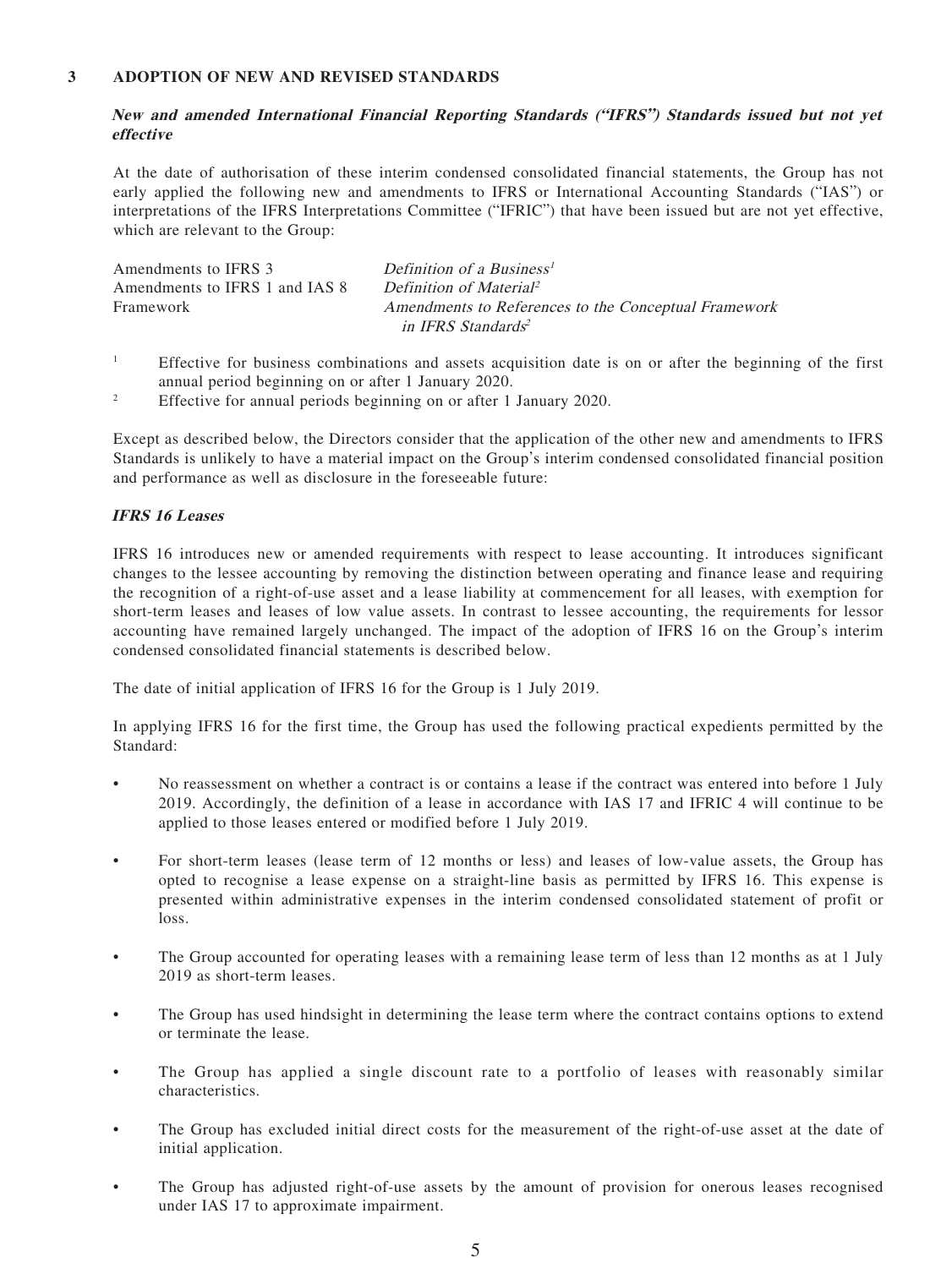## 3 ADOPTION OF NEW AND REVISED STANDARDS

### *New and amended International Financial Reporting Standards ("IFRS") Standards issued but not yet effective*

At the date of authorisation of these interim condensed consolidated financial statements, the Group has not early applied the following new and amendments to IFRS or International Accounting Standards ("IAS") or interpretations of the IFRS Interpretations Committee ("IFRIC") that have been issued but are not yet effective, which are relevant to the Group:

| | |
|---|---|
| Amendments to IFRS 3 | *Definition of a Business*[1] |
| Amendments to IFRS 1 and IAS 8 | *Definition of Material*[2] |
| Framework | *Amendments to References to the Conceptual Framework in IFRS Standards*[2] |

[1] Effective for business combinations and assets acquisition date is on or after the beginning of the first annual period beginning on or after 1 January 2020.

[2] Effective for annual periods beginning on or after 1 January 2020.

Except as described below, the Directors consider that the application of the other new and amendments to IFRS Standards is unlikely to have a material impact on the Group's interim condensed consolidated financial position and performance as well as disclosure in the foreseeable future:

### *IFRS 16 Leases*

IFRS 16 introduces new or amended requirements with respect to lease accounting. It introduces significant changes to the lessee accounting by removing the distinction between operating and finance lease and requiring the recognition of a right-of-use asset and a lease liability at commencement for all leases, with exemption for short-term leases and leases of low value assets. In contrast to lessee accounting, the requirements for lessor accounting have remained largely unchanged. The impact of the adoption of IFRS 16 on the Group's interim condensed consolidated financial statements is described below.

The date of initial application of IFRS 16 for the Group is 1 July 2019.

In applying IFRS 16 for the first time, the Group has used the following practical expedients permitted by the Standard:

- No reassessment on whether a contract is or contains a lease if the contract was entered into before 1 July 2019. Accordingly, the definition of a lease in accordance with IAS 17 and IFRIC 4 will continue to be applied to those leases entered or modified before 1 July 2019.
- For short-term leases (lease term of 12 months or less) and leases of low-value assets, the Group has opted to recognise a lease expense on a straight-line basis as permitted by IFRS 16. This expense is presented within administrative expenses in the interim condensed consolidated statement of profit or loss.
- The Group accounted for operating leases with a remaining lease term of less than 12 months as at 1 July 2019 as short-term leases.
- The Group has used hindsight in determining the lease term where the contract contains options to extend or terminate the lease.
- The Group has applied a single discount rate to a portfolio of leases with reasonably similar characteristics.
- The Group has excluded initial direct costs for the measurement of the right-of-use asset at the date of initial application.
- The Group has adjusted right-of-use assets by the amount of provision for onerous leases recognised under IAS 17 to approximate impairment.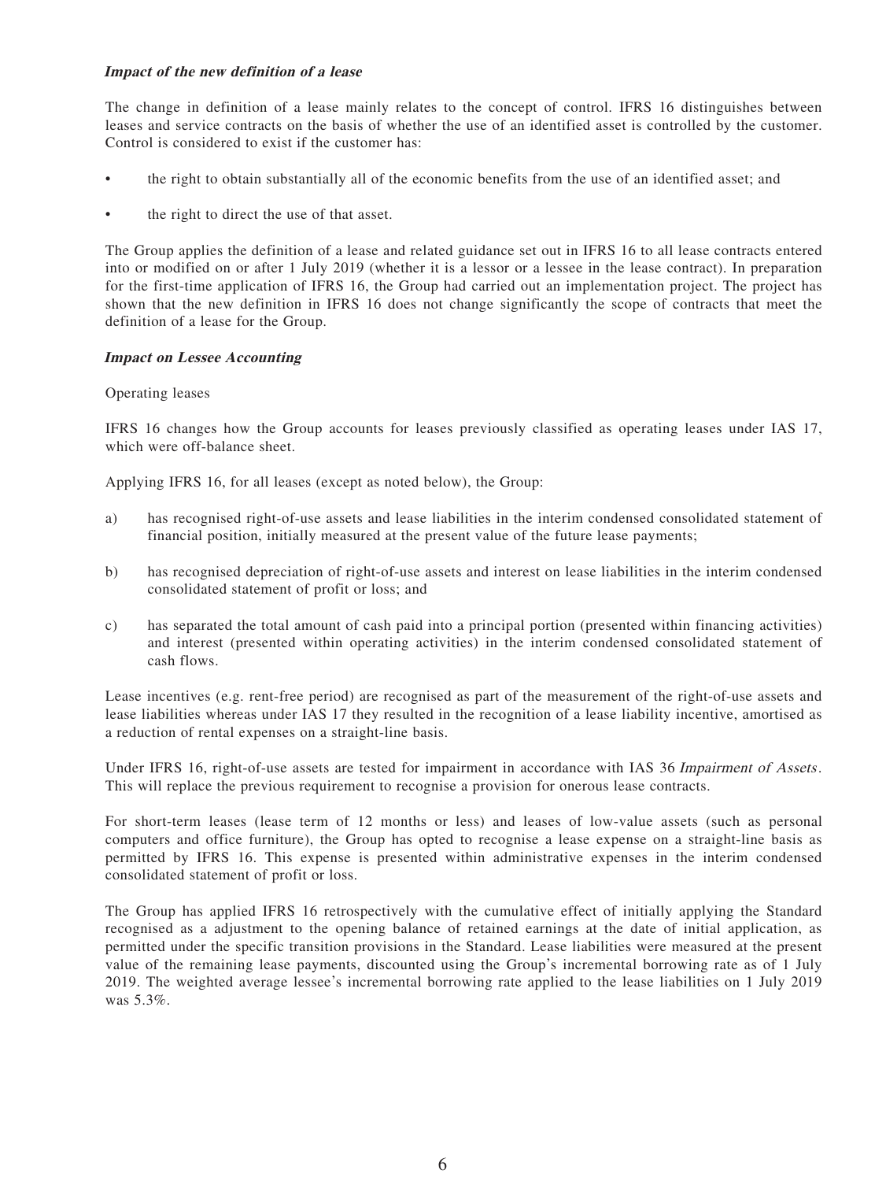***Impact of the new definition of a lease***

The change in definition of a lease mainly relates to the concept of control. IFRS 16 distinguishes between leases and service contracts on the basis of whether the use of an identified asset is controlled by the customer. Control is considered to exist if the customer has:

- the right to obtain substantially all of the economic benefits from the use of an identified asset; and
- the right to direct the use of that asset.

The Group applies the definition of a lease and related guidance set out in IFRS 16 to all lease contracts entered into or modified on or after 1 July 2019 (whether it is a lessor or a lessee in the lease contract). In preparation for the first-time application of IFRS 16, the Group had carried out an implementation project. The project has shown that the new definition in IFRS 16 does not change significantly the scope of contracts that meet the definition of a lease for the Group.

***Impact on Lessee Accounting***

Operating leases

IFRS 16 changes how the Group accounts for leases previously classified as operating leases under IAS 17, which were off-balance sheet.

Applying IFRS 16, for all leases (except as noted below), the Group:

a) has recognised right-of-use assets and lease liabilities in the interim condensed consolidated statement of financial position, initially measured at the present value of the future lease payments;

b) has recognised depreciation of right-of-use assets and interest on lease liabilities in the interim condensed consolidated statement of profit or loss; and

c) has separated the total amount of cash paid into a principal portion (presented within financing activities) and interest (presented within operating activities) in the interim condensed consolidated statement of cash flows.

Lease incentives (e.g. rent-free period) are recognised as part of the measurement of the right-of-use assets and lease liabilities whereas under IAS 17 they resulted in the recognition of a lease liability incentive, amortised as a reduction of rental expenses on a straight-line basis.

Under IFRS 16, right-of-use assets are tested for impairment in accordance with IAS 36 *Impairment of Assets*. This will replace the previous requirement to recognise a provision for onerous lease contracts.

For short-term leases (lease term of 12 months or less) and leases of low-value assets (such as personal computers and office furniture), the Group has opted to recognise a lease expense on a straight-line basis as permitted by IFRS 16. This expense is presented within administrative expenses in the interim condensed consolidated statement of profit or loss.

The Group has applied IFRS 16 retrospectively with the cumulative effect of initially applying the Standard recognised as a adjustment to the opening balance of retained earnings at the date of initial application, as permitted under the specific transition provisions in the Standard. Lease liabilities were measured at the present value of the remaining lease payments, discounted using the Group's incremental borrowing rate as of 1 July 2019. The weighted average lessee's incremental borrowing rate applied to the lease liabilities on 1 July 2019 was 5.3%.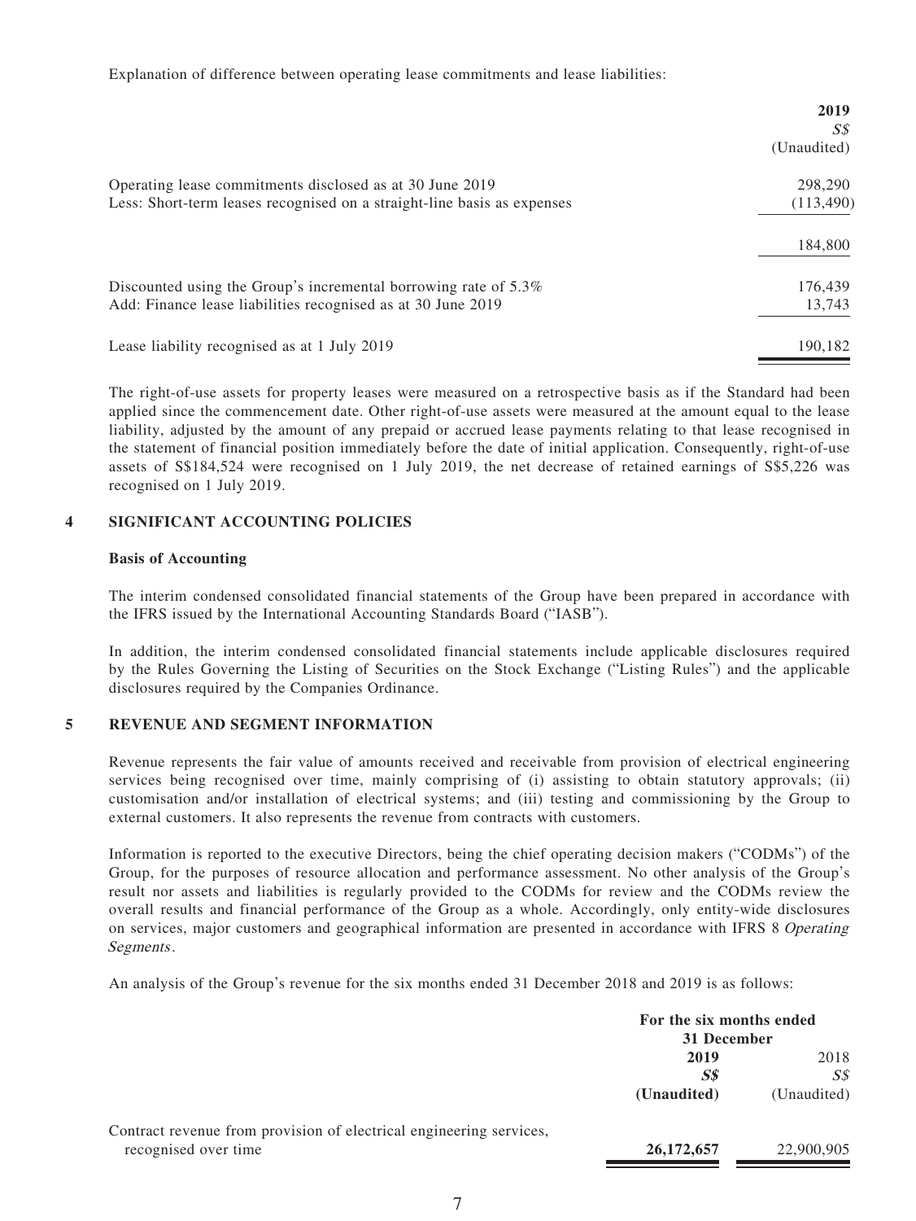Explanation of difference between operating lease commitments and lease liabilities:

| | 2019 |
|---|---|
| | S$ |
| | (Unaudited) |
| Operating lease commitments disclosed as at 30 June 2019 | 298,290 |
| Less: Short-term leases recognised on a straight-line basis as expenses | (113,490) |
| | 184,800 |
| Discounted using the Group's incremental borrowing rate of 5.3% | 176,439 |
| Add: Finance lease liabilities recognised as at 30 June 2019 | 13,743 |
| Lease liability recognised as at 1 July 2019 | 190,182 |

The right-of-use assets for property leases were measured on a retrospective basis as if the Standard had been applied since the commencement date. Other right-of-use assets were measured at the amount equal to the lease liability, adjusted by the amount of any prepaid or accrued lease payments relating to that lease recognised in the statement of financial position immediately before the date of initial application. Consequently, right-of-use assets of S$184,524 were recognised on 1 July 2019, the net decrease of retained earnings of S$5,226 was recognised on 1 July 2019.

## 4 SIGNIFICANT ACCOUNTING POLICIES

**Basis of Accounting**

The interim condensed consolidated financial statements of the Group have been prepared in accordance with the IFRS issued by the International Accounting Standards Board ("IASB").

In addition, the interim condensed consolidated financial statements include applicable disclosures required by the Rules Governing the Listing of Securities on the Stock Exchange ("Listing Rules") and the applicable disclosures required by the Companies Ordinance.

## 5 REVENUE AND SEGMENT INFORMATION

Revenue represents the fair value of amounts received and receivable from provision of electrical engineering services being recognised over time, mainly comprising of (i) assisting to obtain statutory approvals; (ii) customisation and/or installation of electrical systems; and (iii) testing and commissioning by the Group to external customers. It also represents the revenue from contracts with customers.

Information is reported to the executive Directors, being the chief operating decision makers ("CODMs") of the Group, for the purposes of resource allocation and performance assessment. No other analysis of the Group's result nor assets and liabilities is regularly provided to the CODMs for review and the CODMs review the overall results and financial performance of the Group as a whole. Accordingly, only entity-wide disclosures on services, major customers and geographical information are presented in accordance with IFRS 8 *Operating Segments*.

An analysis of the Group's revenue for the six months ended 31 December 2018 and 2019 is as follows:

| | For the six months ended 31 December | |
|---|---|---|
| | **2019** | 2018 |
| | ***S$*** | *S$* |
| | **(Unaudited)** | (Unaudited) |
| Contract revenue from provision of electrical engineering services, recognised over time | **26,172,657** | 22,900,905 |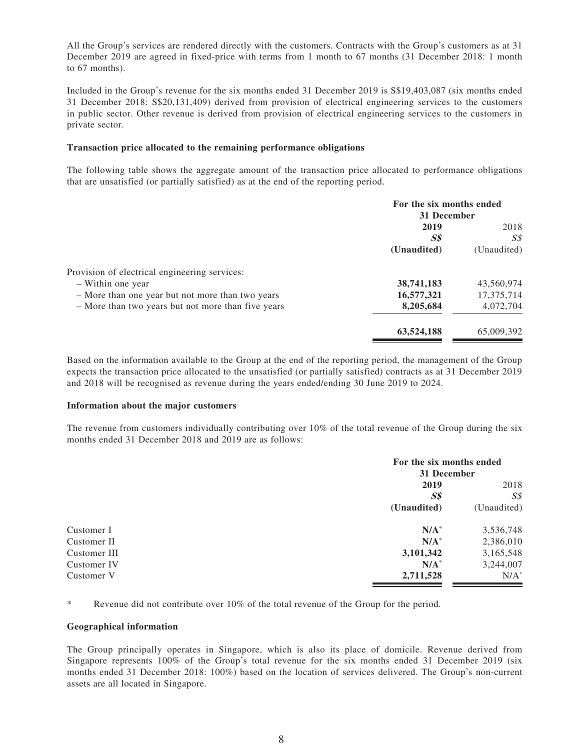All the Group's services are rendered directly with the customers. Contracts with the Group's customers as at 31 December 2019 are agreed in fixed-price with terms from 1 month to 67 months (31 December 2018: 1 month to 67 months).

Included in the Group's revenue for the six months ended 31 December 2019 is S$19,403,087 (six months ended 31 December 2018: S$20,131,409) derived from provision of electrical engineering services to the customers in public sector. Other revenue is derived from provision of electrical engineering services to the customers in private sector.

**Transaction price allocated to the remaining performance obligations**

The following table shows the aggregate amount of the transaction price allocated to performance obligations that are unsatisfied (or partially satisfied) as at the end of the reporting period.

| | For the six months ended 31 December | |
|---|---|---|
| | **2019** | 2018 |
| | ***S$*** | *S$* |
| | **(Unaudited)** | (Unaudited) |
| Provision of electrical engineering services: | | |
| – Within one year | **38,741,183** | 43,560,974 |
| – More than one year but not more than two years | **16,577,321** | 17,375,714 |
| – More than two years but not more than five years | **8,205,684** | 4,072,704 |
| | **63,524,188** | 65,009,392 |

Based on the information available to the Group at the end of the reporting period, the management of the Group expects the transaction price allocated to the unsatisfied (or partially satisfied) contracts as at 31 December 2019 and 2018 will be recognised as revenue during the years ended/ending 30 June 2019 to 2024.

**Information about the major customers**

The revenue from customers individually contributing over 10% of the total revenue of the Group during the six months ended 31 December 2018 and 2019 are as follows:

| | For the six months ended 31 December | |
|---|---|---|
| | **2019** | 2018 |
| | ***S$*** | *S$* |
| | **(Unaudited)** | (Unaudited) |
| Customer I | **N/A*** | 3,536,748 |
| Customer II | **N/A*** | 2,386,010 |
| Customer III | **3,101,342** | 3,165,548 |
| Customer IV | **N/A*** | 3,244,007 |
| Customer V | **2,711,528** | N/A* |

\* Revenue did not contribute over 10% of the total revenue of the Group for the period.

**Geographical information**

The Group principally operates in Singapore, which is also its place of domicile. Revenue derived from Singapore represents 100% of the Group's total revenue for the six months ended 31 December 2019 (six months ended 31 December 2018: 100%) based on the location of services delivered. The Group's non-current assets are all located in Singapore.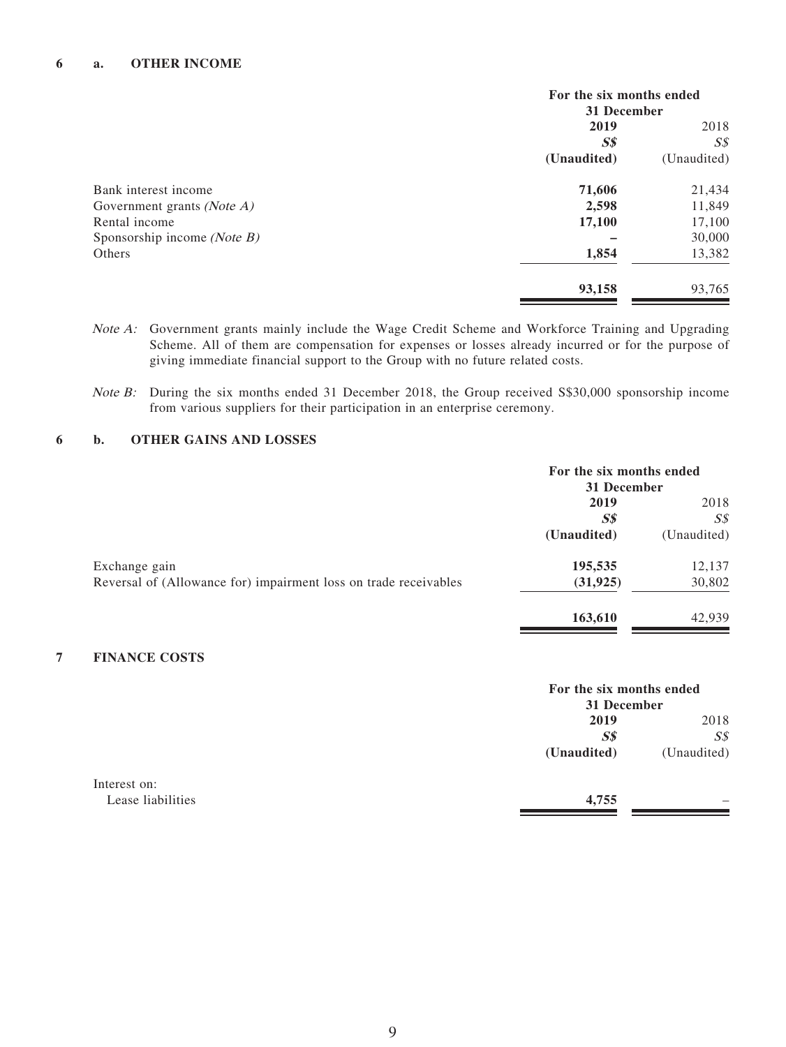## 6 a. OTHER INCOME

| | For the six months ended 31 December | |
|---|---|---|
| | **2019** | 2018 |
| | ***S$*** | *S$* |
| | **(Unaudited)** | (Unaudited) |
| Bank interest income | **71,606** | 21,434 |
| Government grants *(Note A)* | **2,598** | 11,849 |
| Rental income | **17,100** | 17,100 |
| Sponsorship income *(Note B)* | **–** | 30,000 |
| Others | **1,854** | 13,382 |
| | **93,158** | 93,765 |

*Note A:* Government grants mainly include the Wage Credit Scheme and Workforce Training and Upgrading Scheme. All of them are compensation for expenses or losses already incurred or for the purpose of giving immediate financial support to the Group with no future related costs.

*Note B:* During the six months ended 31 December 2018, the Group received S$30,000 sponsorship income from various suppliers for their participation in an enterprise ceremony.

## 6 b. OTHER GAINS AND LOSSES

| | For the six months ended 31 December | |
|---|---|---|
| | **2019** | 2018 |
| | ***S$*** | *S$* |
| | **(Unaudited)** | (Unaudited) |
| Exchange gain | **195,535** | 12,137 |
| Reversal of (Allowance for) impairment loss on trade receivables | **(31,925)** | 30,802 |
| | **163,610** | 42,939 |

## 7 FINANCE COSTS

| | For the six months ended 31 December | |
|---|---|---|
| | **2019** | 2018 |
| | ***S$*** | *S$* |
| | **(Unaudited)** | (Unaudited) |
| Interest on: | | |
| Lease liabilities | **4,755** | – |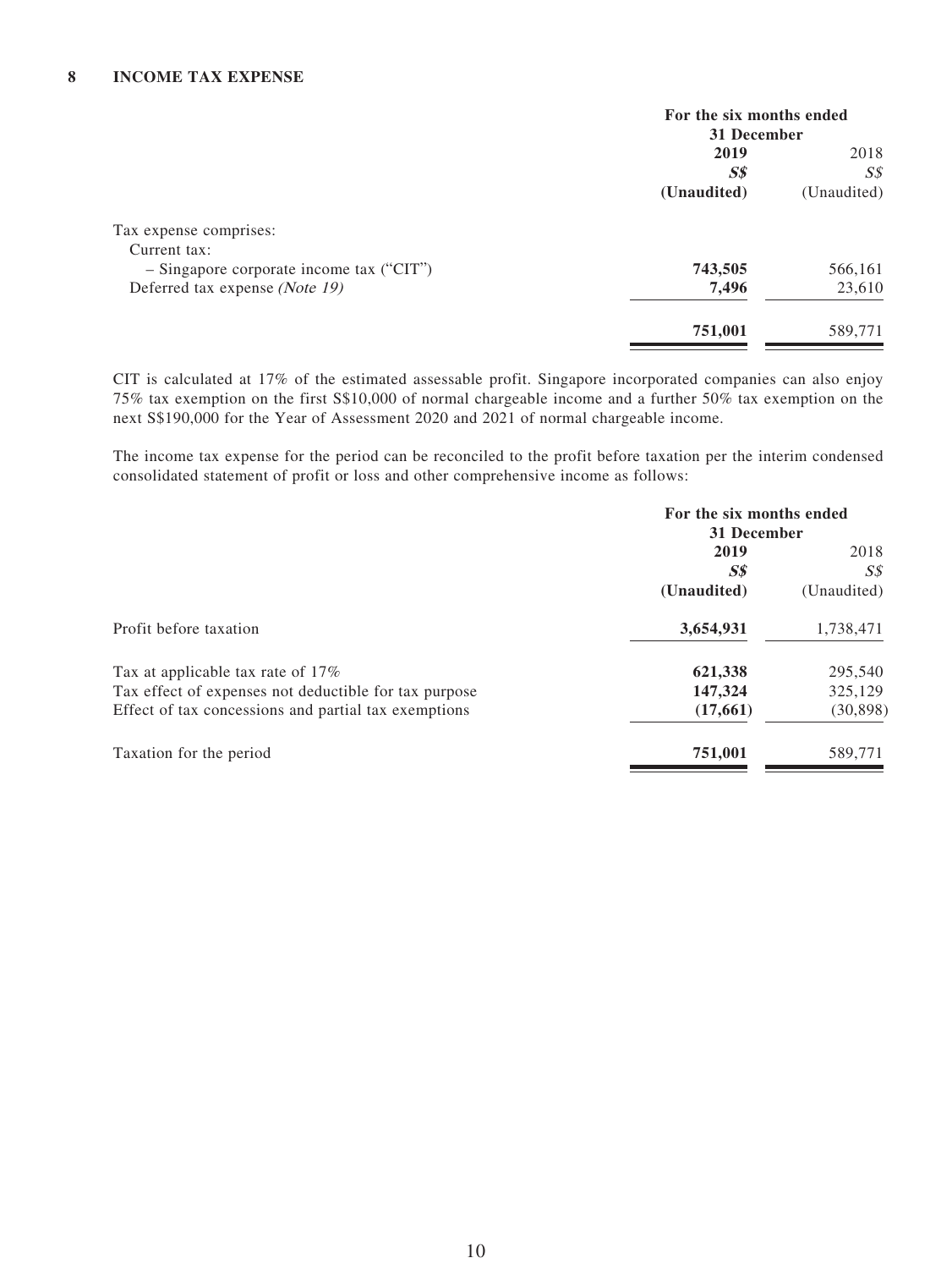## 8 INCOME TAX EXPENSE

| | For the six months ended 31 December | |
|---|---|---|
| | **2019** | 2018 |
| | ***S$*** | *S$* |
| | **(Unaudited)** | (Unaudited) |
| Tax expense comprises: | | |
| Current tax: | | |
| – Singapore corporate income tax ("CIT") | **743,505** | 566,161 |
| Deferred tax expense *(Note 19)* | **7,496** | 23,610 |
| | **751,001** | 589,771 |

CIT is calculated at 17% of the estimated assessable profit. Singapore incorporated companies can also enjoy 75% tax exemption on the first S$10,000 of normal chargeable income and a further 50% tax exemption on the next S$190,000 for the Year of Assessment 2020 and 2021 of normal chargeable income.

The income tax expense for the period can be reconciled to the profit before taxation per the interim condensed consolidated statement of profit or loss and other comprehensive income as follows:

| | For the six months ended 31 December | |
|---|---|---|
| | **2019** | 2018 |
| | ***S$*** | *S$* |
| | **(Unaudited)** | (Unaudited) |
| Profit before taxation | **3,654,931** | 1,738,471 |
| Tax at applicable tax rate of 17% | **621,338** | 295,540 |
| Tax effect of expenses not deductible for tax purpose | **147,324** | 325,129 |
| Effect of tax concessions and partial tax exemptions | **(17,661)** | (30,898) |
| Taxation for the period | **751,001** | 589,771 |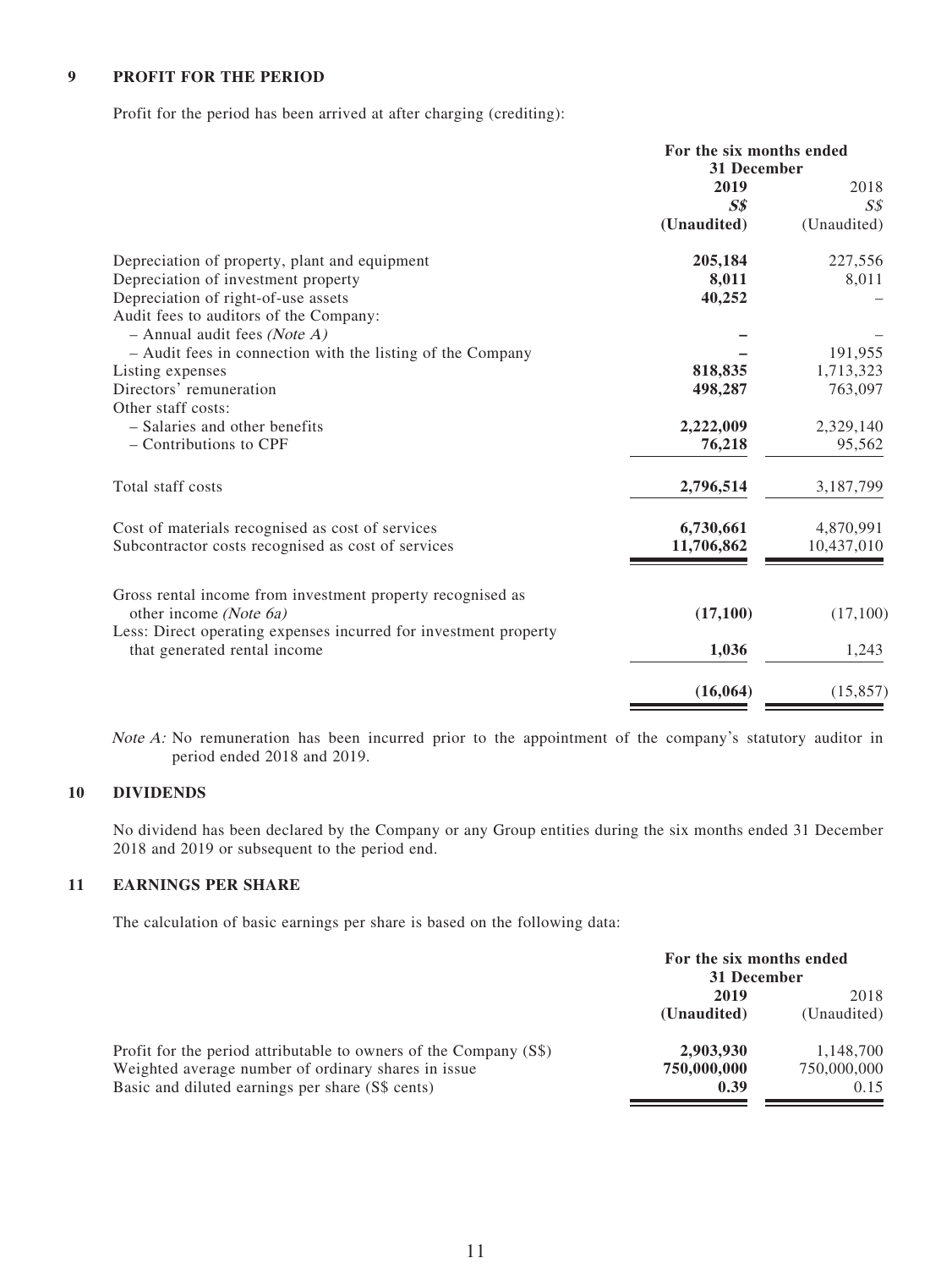## 9 PROFIT FOR THE PERIOD

Profit for the period has been arrived at after charging (crediting):

| | For the six months ended 31 December | |
|---|---|---|
| | **2019** | 2018 |
| | ***S$*** | *S$* |
| | **(Unaudited)** | (Unaudited) |
| Depreciation of property, plant and equipment | **205,184** | 227,556 |
| Depreciation of investment property | **8,011** | 8,011 |
| Depreciation of right-of-use assets | **40,252** | – |
| Audit fees to auditors of the Company: | | |
| – Annual audit fees *(Note A)* | **–** | – |
| – Audit fees in connection with the listing of the Company | **–** | 191,955 |
| Listing expenses | **818,835** | 1,713,323 |
| Directors' remuneration | **498,287** | 763,097 |
| Other staff costs: | | |
| – Salaries and other benefits | **2,222,009** | 2,329,140 |
| – Contributions to CPF | **76,218** | 95,562 |
| Total staff costs | **2,796,514** | 3,187,799 |
| Cost of materials recognised as cost of services | **6,730,661** | 4,870,991 |
| Subcontractor costs recognised as cost of services | **11,706,862** | 10,437,010 |
| Gross rental income from investment property recognised as other income *(Note 6a)* | **(17,100)** | (17,100) |
| Less: Direct operating expenses incurred for investment property that generated rental income | **1,036** | 1,243 |
| | **(16,064)** | (15,857) |

*Note A:* No remuneration has been incurred prior to the appointment of the company's statutory auditor in period ended 2018 and 2019.

## 10 DIVIDENDS

No dividend has been declared by the Company or any Group entities during the six months ended 31 December 2018 and 2019 or subsequent to the period end.

## 11 EARNINGS PER SHARE

The calculation of basic earnings per share is based on the following data:

| | For the six months ended 31 December | |
|---|---|---|
| | **2019** | 2018 |
| | **(Unaudited)** | (Unaudited) |
| Profit for the period attributable to owners of the Company (S$) | **2,903,930** | 1,148,700 |
| Weighted average number of ordinary shares in issue | **750,000,000** | 750,000,000 |
| Basic and diluted earnings per share (S$ cents) | **0.39** | 0.15 |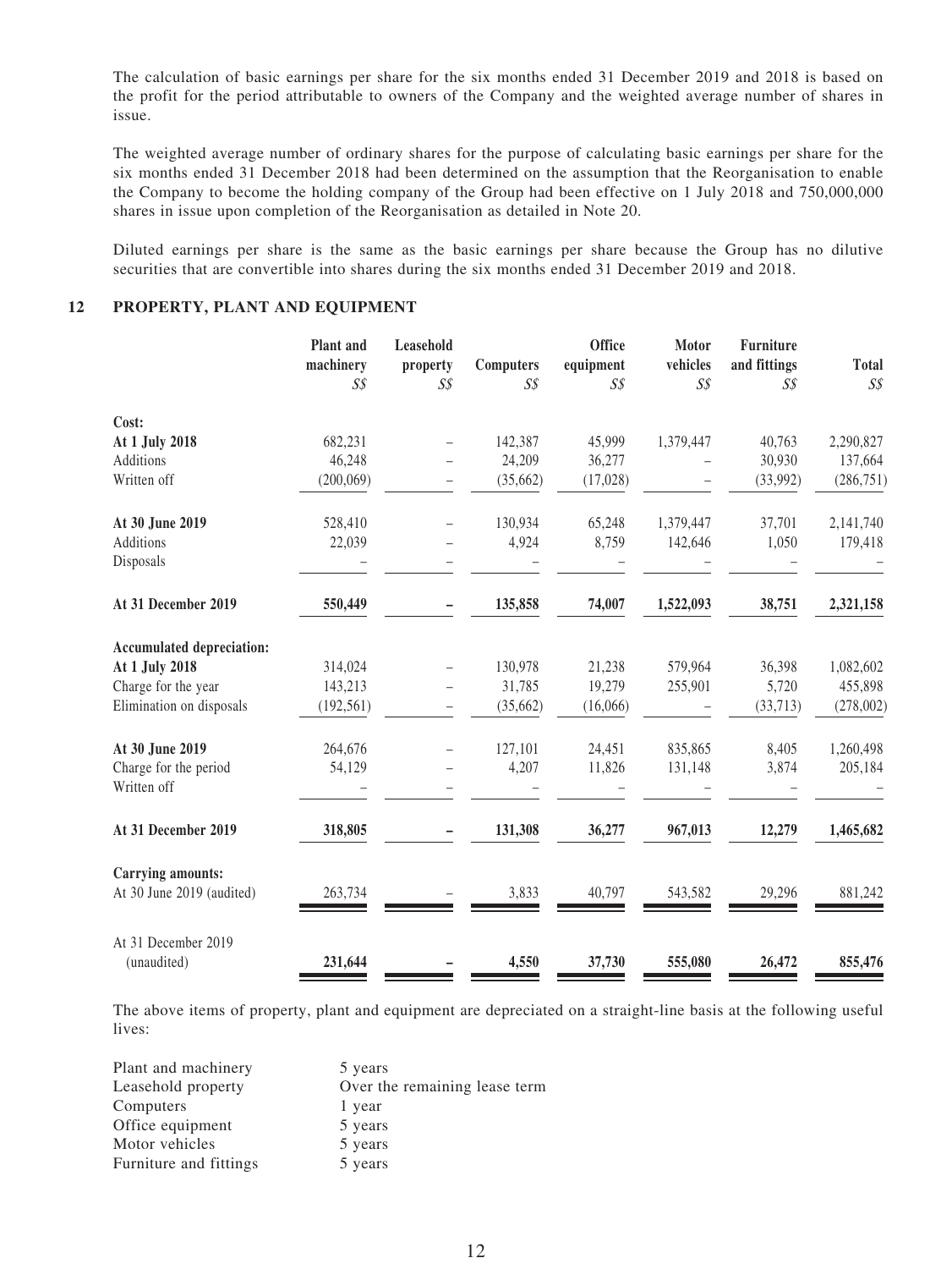The calculation of basic earnings per share for the six months ended 31 December 2019 and 2018 is based on the profit for the period attributable to owners of the Company and the weighted average number of shares in issue.

The weighted average number of ordinary shares for the purpose of calculating basic earnings per share for the six months ended 31 December 2018 had been determined on the assumption that the Reorganisation to enable the Company to become the holding company of the Group had been effective on 1 July 2018 and 750,000,000 shares in issue upon completion of the Reorganisation as detailed in Note 20.

Diluted earnings per share is the same as the basic earnings per share because the Group has no dilutive securities that are convertible into shares during the six months ended 31 December 2019 and 2018.

## 12 PROPERTY, PLANT AND EQUIPMENT

| | Plant and machinery | Leasehold property | Computers | Office equipment | Motor vehicles | Furniture and fittings | Total |
|---|---|---|---|---|---|---|---|
| | S$ | S$ | S$ | S$ | S$ | S$ | S$ |
| **Cost:** | | | | | | | |
| **At 1 July 2018** | 682,231 | – | 142,387 | 45,999 | 1,379,447 | 40,763 | 2,290,827 |
| Additions | 46,248 | – | 24,209 | 36,277 | – | 30,930 | 137,664 |
| Written off | (200,069) | – | (35,662) | (17,028) | – | (33,992) | (286,751) |
| **At 30 June 2019** | 528,410 | – | 130,934 | 65,248 | 1,379,447 | 37,701 | 2,141,740 |
| Additions | 22,039 | – | 4,924 | 8,759 | 142,646 | 1,050 | 179,418 |
| Disposals | – | – | – | – | – | – | – |
| **At 31 December 2019** | **550,449** | **–** | **135,858** | **74,007** | **1,522,093** | **38,751** | **2,321,158** |
| **Accumulated depreciation:** | | | | | | | |
| **At 1 July 2018** | 314,024 | – | 130,978 | 21,238 | 579,964 | 36,398 | 1,082,602 |
| Charge for the year | 143,213 | – | 31,785 | 19,279 | 255,901 | 5,720 | 455,898 |
| Elimination on disposals | (192,561) | – | (35,662) | (16,066) | – | (33,713) | (278,002) |
| **At 30 June 2019** | 264,676 | – | 127,101 | 24,451 | 835,865 | 8,405 | 1,260,498 |
| Charge for the period | 54,129 | – | 4,207 | 11,826 | 131,148 | 3,874 | 205,184 |
| Written off | – | – | – | – | – | – | – |
| **At 31 December 2019** | **318,805** | **–** | **131,308** | **36,277** | **967,013** | **12,279** | **1,465,682** |
| **Carrying amounts:** | | | | | | | |
| At 30 June 2019 (audited) | 263,734 | – | 3,833 | 40,797 | 543,582 | 29,296 | 881,242 |
| At 31 December 2019 (unaudited) | **231,644** | **–** | **4,550** | **37,730** | **555,080** | **26,472** | **855,476** |

The above items of property, plant and equipment are depreciated on a straight-line basis at the following useful lives:

| | |
|---|---|
| Plant and machinery | 5 years |
| Leasehold property | Over the remaining lease term |
| Computers | 1 year |
| Office equipment | 5 years |
| Motor vehicles | 5 years |
| Furniture and fittings | 5 years |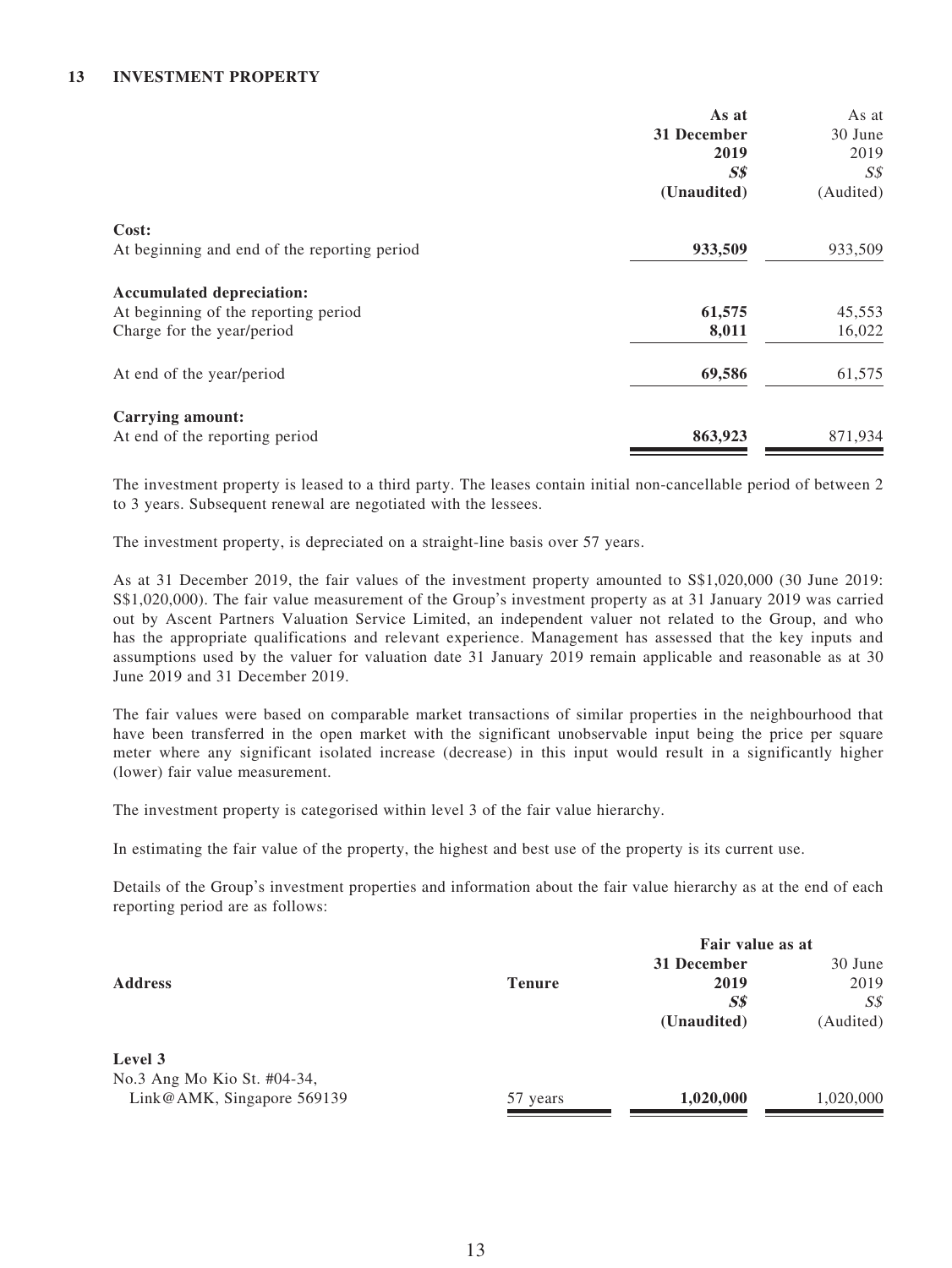## 13 INVESTMENT PROPERTY

| | As at 31 December 2019 S$ (Unaudited) | As at 30 June 2019 S$ (Audited) |
|---|---|---|
| **Cost:** | | |
| At beginning and end of the reporting period | **933,509** | 933,509 |
| **Accumulated depreciation:** | | |
| At beginning of the reporting period | **61,575** | 45,553 |
| Charge for the year/period | **8,011** | 16,022 |
| At end of the year/period | **69,586** | 61,575 |
| **Carrying amount:** | | |
| At end of the reporting period | **863,923** | 871,934 |

The investment property is leased to a third party. The leases contain initial non-cancellable period of between 2 to 3 years. Subsequent renewal are negotiated with the lessees.

The investment property, is depreciated on a straight-line basis over 57 years.

As at 31 December 2019, the fair values of the investment property amounted to S$1,020,000 (30 June 2019: S$1,020,000). The fair value measurement of the Group's investment property as at 31 January 2019 was carried out by Ascent Partners Valuation Service Limited, an independent valuer not related to the Group, and who has the appropriate qualifications and relevant experience. Management has assessed that the key inputs and assumptions used by the valuer for valuation date 31 January 2019 remain applicable and reasonable as at 30 June 2019 and 31 December 2019.

The fair values were based on comparable market transactions of similar properties in the neighbourhood that have been transferred in the open market with the significant unobservable input being the price per square meter where any significant isolated increase (decrease) in this input would result in a significantly higher (lower) fair value measurement.

The investment property is categorised within level 3 of the fair value hierarchy.

In estimating the fair value of the property, the highest and best use of the property is its current use.

Details of the Group's investment properties and information about the fair value hierarchy as at the end of each reporting period are as follows:

| Address | Tenure | Fair value as at 31 December 2019 S$ (Unaudited) | Fair value as at 30 June 2019 S$ (Audited) |
|---|---|---|---|
| **Level 3** | | | |
| No.3 Ang Mo Kio St. #04-34, Link@AMK, Singapore 569139 | 57 years | **1,020,000** | 1,020,000 |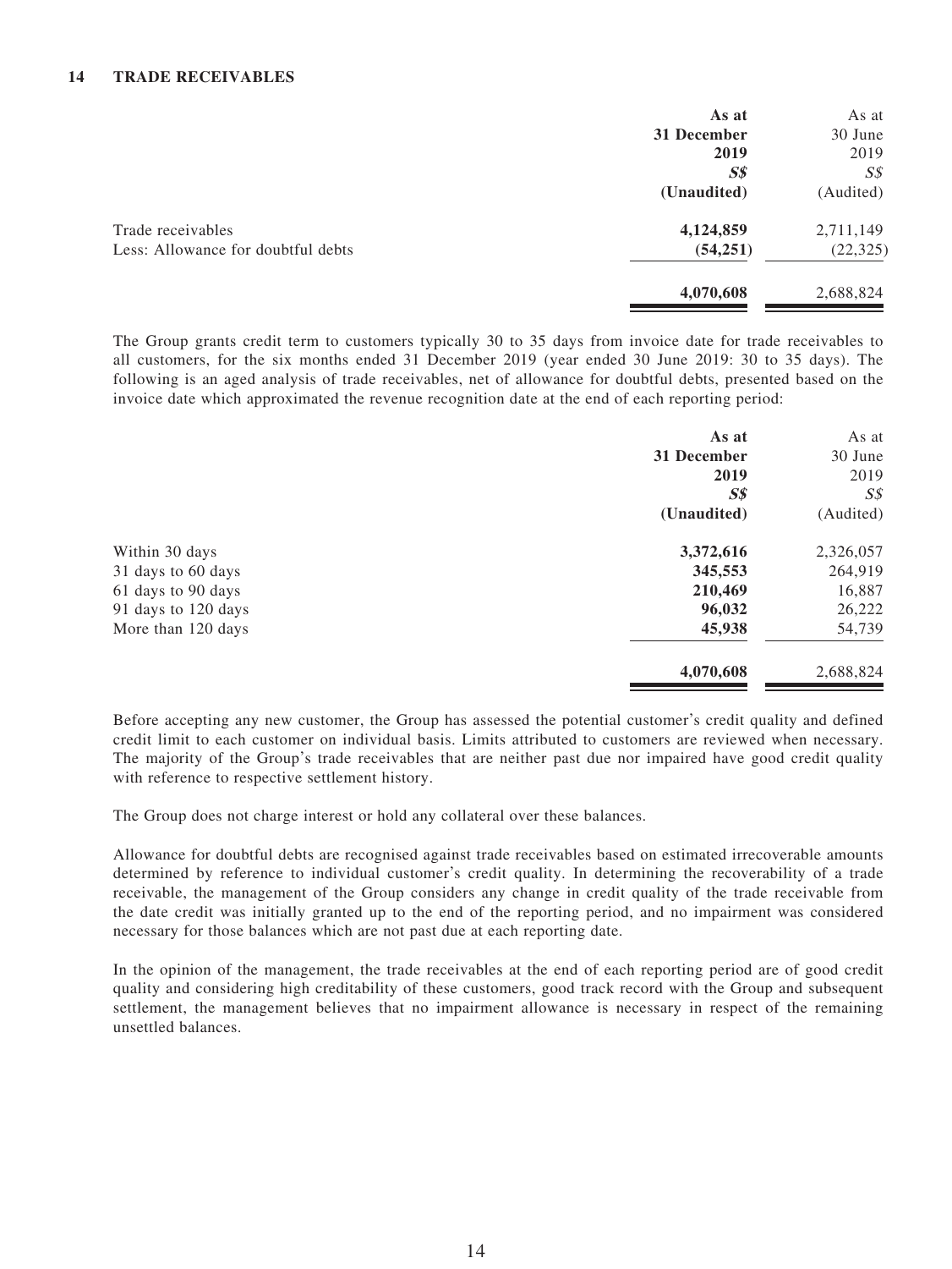## 14 TRADE RECEIVABLES

| | As at 31 December 2019 S$ (Unaudited) | As at 30 June 2019 S$ (Audited) |
|---|---|---|
| Trade receivables | **4,124,859** | 2,711,149 |
| Less: Allowance for doubtful debts | **(54,251)** | (22,325) |
| | **4,070,608** | 2,688,824 |

The Group grants credit term to customers typically 30 to 35 days from invoice date for trade receivables to all customers, for the six months ended 31 December 2019 (year ended 30 June 2019: 30 to 35 days). The following is an aged analysis of trade receivables, net of allowance for doubtful debts, presented based on the invoice date which approximated the revenue recognition date at the end of each reporting period:

| | As at 31 December 2019 S$ (Unaudited) | As at 30 June 2019 S$ (Audited) |
|---|---|---|
| Within 30 days | **3,372,616** | 2,326,057 |
| 31 days to 60 days | **345,553** | 264,919 |
| 61 days to 90 days | **210,469** | 16,887 |
| 91 days to 120 days | **96,032** | 26,222 |
| More than 120 days | **45,938** | 54,739 |
| | **4,070,608** | 2,688,824 |

Before accepting any new customer, the Group has assessed the potential customer's credit quality and defined credit limit to each customer on individual basis. Limits attributed to customers are reviewed when necessary. The majority of the Group's trade receivables that are neither past due nor impaired have good credit quality with reference to respective settlement history.

The Group does not charge interest or hold any collateral over these balances.

Allowance for doubtful debts are recognised against trade receivables based on estimated irrecoverable amounts determined by reference to individual customer's credit quality. In determining the recoverability of a trade receivable, the management of the Group considers any change in credit quality of the trade receivable from the date credit was initially granted up to the end of the reporting period, and no impairment was considered necessary for those balances which are not past due at each reporting date.

In the opinion of the management, the trade receivables at the end of each reporting period are of good credit quality and considering high creditability of these customers, good track record with the Group and subsequent settlement, the management believes that no impairment allowance is necessary in respect of the remaining unsettled balances.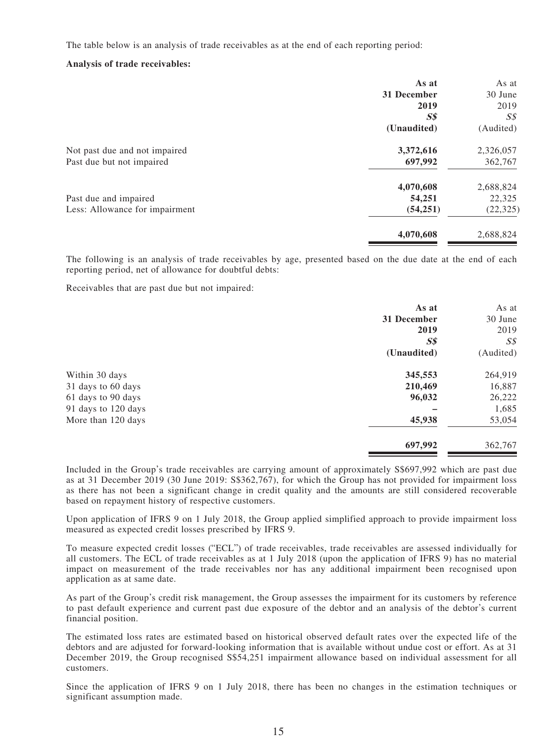The table below is an analysis of trade receivables as at the end of each reporting period:

**Analysis of trade receivables:**

| | **As at 31 December 2019 S$ (Unaudited)** | As at 30 June 2019 S$ (Audited) |
|---|---|---|
| Not past due and not impaired | **3,372,616** | 2,326,057 |
| Past due but not impaired | **697,992** | 362,767 |
| | **4,070,608** | 2,688,824 |
| Past due and impaired | **54,251** | 22,325 |
| Less: Allowance for impairment | **(54,251)** | (22,325) |
| | **4,070,608** | 2,688,824 |

The following is an analysis of trade receivables by age, presented based on the due date at the end of each reporting period, net of allowance for doubtful debts:

Receivables that are past due but not impaired:

| | **As at 31 December 2019 S$ (Unaudited)** | As at 30 June 2019 S$ (Audited) |
|---|---|---|
| Within 30 days | **345,553** | 264,919 |
| 31 days to 60 days | **210,469** | 16,887 |
| 61 days to 90 days | **96,032** | 26,222 |
| 91 days to 120 days | **–** | 1,685 |
| More than 120 days | **45,938** | 53,054 |
| | **697,992** | 362,767 |

Included in the Group's trade receivables are carrying amount of approximately S$697,992 which are past due as at 31 December 2019 (30 June 2019: S$362,767), for which the Group has not provided for impairment loss as there has not been a significant change in credit quality and the amounts are still considered recoverable based on repayment history of respective customers.

Upon application of IFRS 9 on 1 July 2018, the Group applied simplified approach to provide impairment loss measured as expected credit losses prescribed by IFRS 9.

To measure expected credit losses ("ECL") of trade receivables, trade receivables are assessed individually for all customers. The ECL of trade receivables as at 1 July 2018 (upon the application of IFRS 9) has no material impact on measurement of the trade receivables nor has any additional impairment been recognised upon application as at same date.

As part of the Group's credit risk management, the Group assesses the impairment for its customers by reference to past default experience and current past due exposure of the debtor and an analysis of the debtor's current financial position.

The estimated loss rates are estimated based on historical observed default rates over the expected life of the debtors and are adjusted for forward-looking information that is available without undue cost or effort. As at 31 December 2019, the Group recognised S$54,251 impairment allowance based on individual assessment for all customers.

Since the application of IFRS 9 on 1 July 2018, there has been no changes in the estimation techniques or significant assumption made.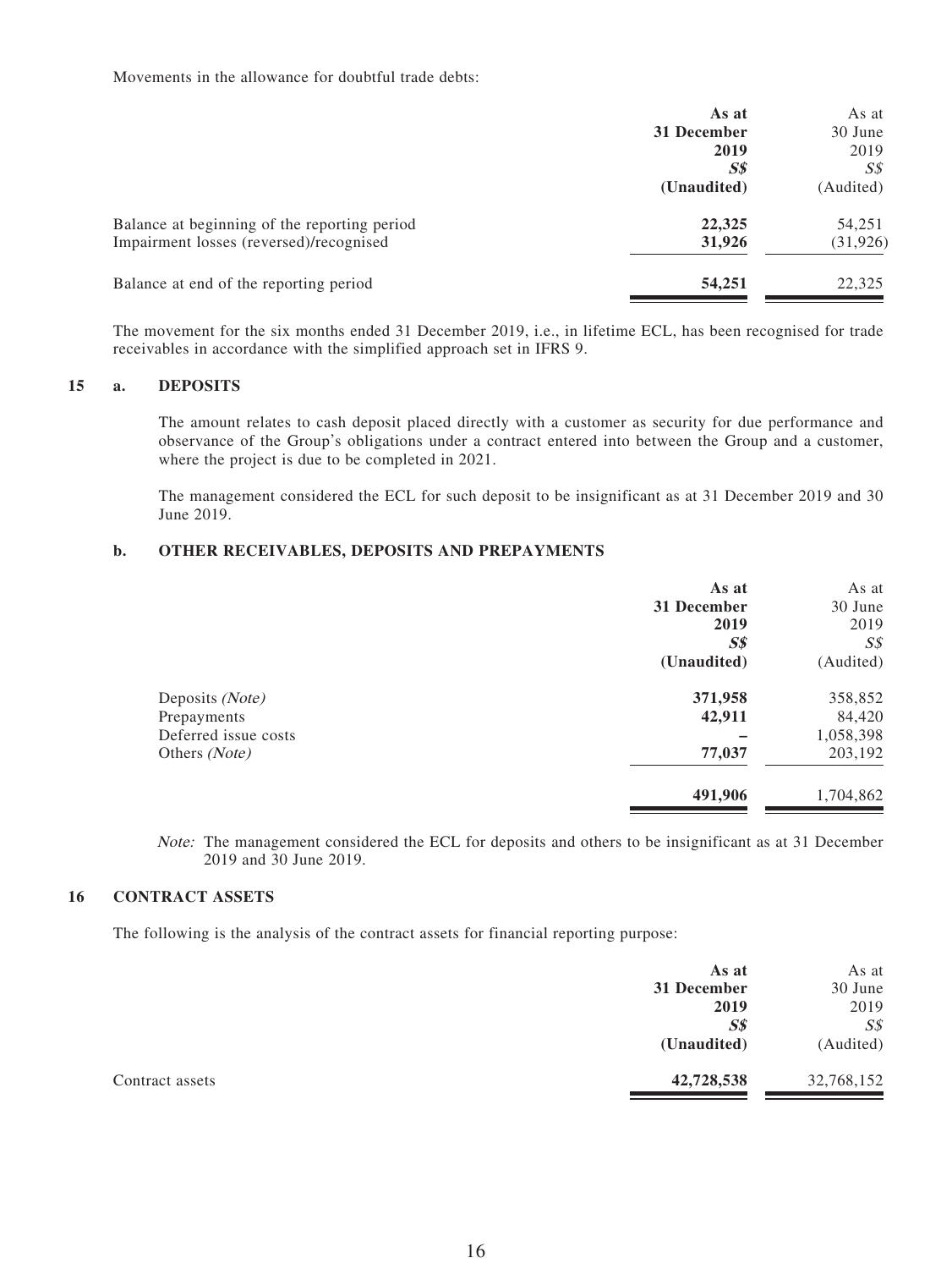Movements in the allowance for doubtful trade debts:

| | As at 31 December 2019 S$ (Unaudited) | As at 30 June 2019 S$ (Audited) |
|---|---|---|
| Balance at beginning of the reporting period | **22,325** | 54,251 |
| Impairment losses (reversed)/recognised | **31,926** | (31,926) |
| Balance at end of the reporting period | **54,251** | 22,325 |

The movement for the six months ended 31 December 2019, i.e., in lifetime ECL, has been recognised for trade receivables in accordance with the simplified approach set in IFRS 9.

## 15 a. DEPOSITS

The amount relates to cash deposit placed directly with a customer as security for due performance and observance of the Group's obligations under a contract entered into between the Group and a customer, where the project is due to be completed in 2021.

The management considered the ECL for such deposit to be insignificant as at 31 December 2019 and 30 June 2019.

## b. OTHER RECEIVABLES, DEPOSITS AND PREPAYMENTS

| | As at 31 December 2019 S$ (Unaudited) | As at 30 June 2019 S$ (Audited) |
|---|---|---|
| Deposits *(Note)* | **371,958** | 358,852 |
| Prepayments | **42,911** | 84,420 |
| Deferred issue costs | **–** | 1,058,398 |
| Others *(Note)* | **77,037** | 203,192 |
| | **491,906** | 1,704,862 |

*Note:* The management considered the ECL for deposits and others to be insignificant as at 31 December 2019 and 30 June 2019.

## 16 CONTRACT ASSETS

The following is the analysis of the contract assets for financial reporting purpose:

| | As at 31 December 2019 S$ (Unaudited) | As at 30 June 2019 S$ (Audited) |
|---|---|---|
| Contract assets | **42,728,538** | 32,768,152 |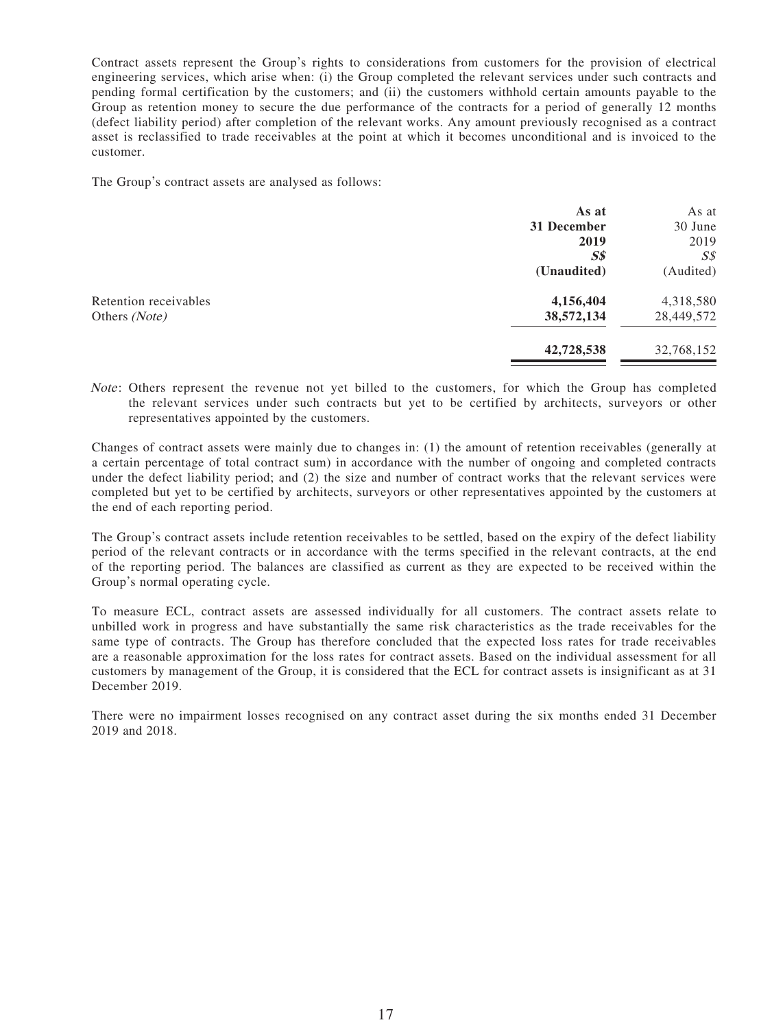Contract assets represent the Group's rights to considerations from customers for the provision of electrical engineering services, which arise when: (i) the Group completed the relevant services under such contracts and pending formal certification by the customers; and (ii) the customers withhold certain amounts payable to the Group as retention money to secure the due performance of the contracts for a period of generally 12 months (defect liability period) after completion of the relevant works. Any amount previously recognised as a contract asset is reclassified to trade receivables at the point at which it becomes unconditional and is invoiced to the customer.

The Group's contract assets are analysed as follows:

| | **As at 31 December 2019** | As at 30 June 2019 |
|---|---|---|
| | ***S$*** | *S$* |
| | **(Unaudited)** | (Audited) |
| Retention receivables | **4,156,404** | 4,318,580 |
| Others *(Note)* | **38,572,134** | 28,449,572 |
| | **42,728,538** | 32,768,152 |

*Note*: Others represent the revenue not yet billed to the customers, for which the Group has completed the relevant services under such contracts but yet to be certified by architects, surveyors or other representatives appointed by the customers.

Changes of contract assets were mainly due to changes in: (1) the amount of retention receivables (generally at a certain percentage of total contract sum) in accordance with the number of ongoing and completed contracts under the defect liability period; and (2) the size and number of contract works that the relevant services were completed but yet to be certified by architects, surveyors or other representatives appointed by the customers at the end of each reporting period.

The Group's contract assets include retention receivables to be settled, based on the expiry of the defect liability period of the relevant contracts or in accordance with the terms specified in the relevant contracts, at the end of the reporting period. The balances are classified as current as they are expected to be received within the Group's normal operating cycle.

To measure ECL, contract assets are assessed individually for all customers. The contract assets relate to unbilled work in progress and have substantially the same risk characteristics as the trade receivables for the same type of contracts. The Group has therefore concluded that the expected loss rates for trade receivables are a reasonable approximation for the loss rates for contract assets. Based on the individual assessment for all customers by management of the Group, it is considered that the ECL for contract assets is insignificant as at 31 December 2019.

There were no impairment losses recognised on any contract asset during the six months ended 31 December 2019 and 2018.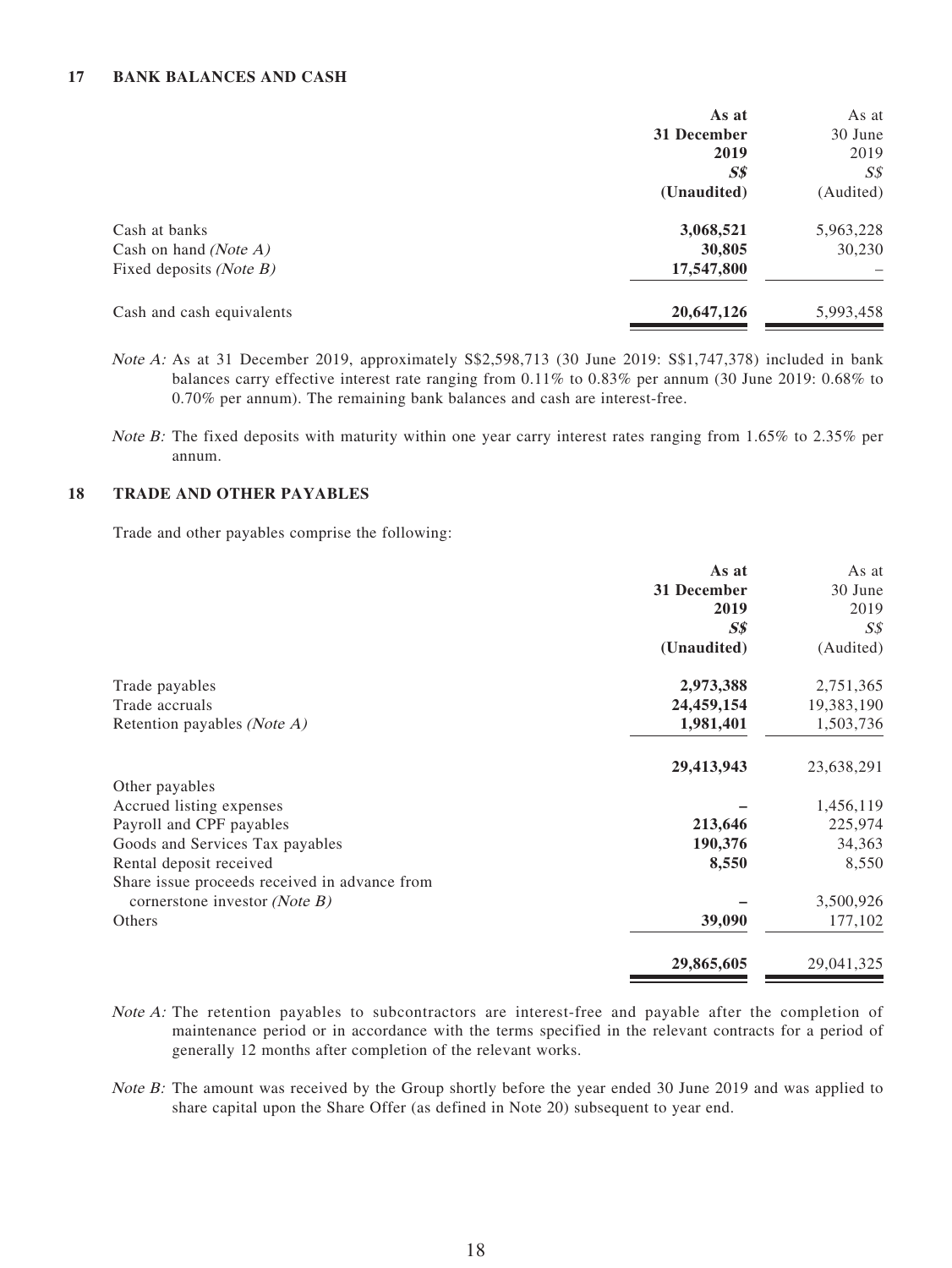## 17 BANK BALANCES AND CASH

| | As at 31 December 2019 S$ (Unaudited) | As at 30 June 2019 S$ (Audited) |
|---|---|---|
| Cash at banks | **3,068,521** | 5,963,228 |
| Cash on hand *(Note A)* | **30,805** | 30,230 |
| Fixed deposits *(Note B)* | **17,547,800** | – |
| Cash and cash equivalents | **20,647,126** | 5,993,458 |

*Note A:* As at 31 December 2019, approximately S$2,598,713 (30 June 2019: S$1,747,378) included in bank balances carry effective interest rate ranging from 0.11% to 0.83% per annum (30 June 2019: 0.68% to 0.70% per annum). The remaining bank balances and cash are interest-free.

*Note B:* The fixed deposits with maturity within one year carry interest rates ranging from 1.65% to 2.35% per annum.

## 18 TRADE AND OTHER PAYABLES

Trade and other payables comprise the following:

| | As at 31 December 2019 S$ (Unaudited) | As at 30 June 2019 S$ (Audited) |
|---|---|---|
| Trade payables | **2,973,388** | 2,751,365 |
| Trade accruals | **24,459,154** | 19,383,190 |
| Retention payables *(Note A)* | **1,981,401** | 1,503,736 |
| | **29,413,943** | 23,638,291 |
| Other payables | | |
| Accrued listing expenses | **–** | 1,456,119 |
| Payroll and CPF payables | **213,646** | 225,974 |
| Goods and Services Tax payables | **190,376** | 34,363 |
| Rental deposit received | **8,550** | 8,550 |
| Share issue proceeds received in advance from cornerstone investor *(Note B)* | **–** | 3,500,926 |
| Others | **39,090** | 177,102 |
| | **29,865,605** | 29,041,325 |

*Note A:* The retention payables to subcontractors are interest-free and payable after the completion of maintenance period or in accordance with the terms specified in the relevant contracts for a period of generally 12 months after completion of the relevant works.

*Note B:* The amount was received by the Group shortly before the year ended 30 June 2019 and was applied to share capital upon the Share Offer (as defined in Note 20) subsequent to year end.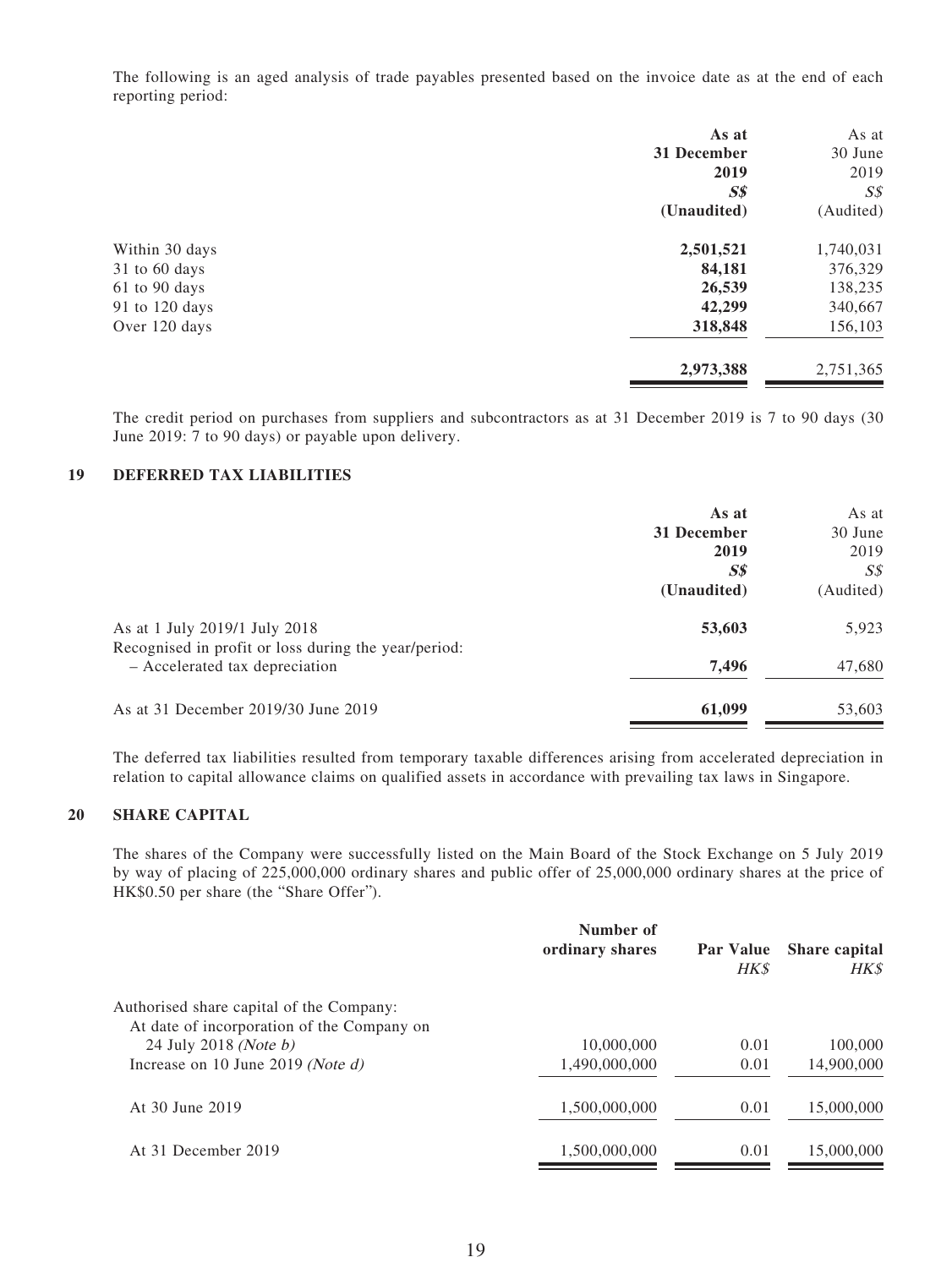The following is an aged analysis of trade payables presented based on the invoice date as at the end of each reporting period:

| | As at 31 December 2019 S$ (Unaudited) | As at 30 June 2019 S$ (Audited) |
|---|---|---|
| Within 30 days | **2,501,521** | 1,740,031 |
| 31 to 60 days | **84,181** | 376,329 |
| 61 to 90 days | **26,539** | 138,235 |
| 91 to 120 days | **42,299** | 340,667 |
| Over 120 days | **318,848** | 156,103 |
| | **2,973,388** | 2,751,365 |

The credit period on purchases from suppliers and subcontractors as at 31 December 2019 is 7 to 90 days (30 June 2019: 7 to 90 days) or payable upon delivery.

## 19 DEFERRED TAX LIABILITIES

| | As at 31 December 2019 S$ (Unaudited) | As at 30 June 2019 S$ (Audited) |
|---|---|---|
| As at 1 July 2019/1 July 2018 | **53,603** | 5,923 |
| Recognised in profit or loss during the year/period: | | |
| – Accelerated tax depreciation | **7,496** | 47,680 |
| As at 31 December 2019/30 June 2019 | **61,099** | 53,603 |

The deferred tax liabilities resulted from temporary taxable differences arising from accelerated depreciation in relation to capital allowance claims on qualified assets in accordance with prevailing tax laws in Singapore.

## 20 SHARE CAPITAL

The shares of the Company were successfully listed on the Main Board of the Stock Exchange on 5 July 2019 by way of placing of 225,000,000 ordinary shares and public offer of 25,000,000 ordinary shares at the price of HK$0.50 per share (the "Share Offer").

| | Number of ordinary shares | Par Value HK$ | Share capital HK$ |
|---|---|---|---|
| Authorised share capital of the Company: | | | |
| At date of incorporation of the Company on 24 July 2018 *(Note b)* | 10,000,000 | 0.01 | 100,000 |
| Increase on 10 June 2019 *(Note d)* | 1,490,000,000 | 0.01 | 14,900,000 |
| At 30 June 2019 | 1,500,000,000 | 0.01 | 15,000,000 |
| At 31 December 2019 | 1,500,000,000 | 0.01 | 15,000,000 |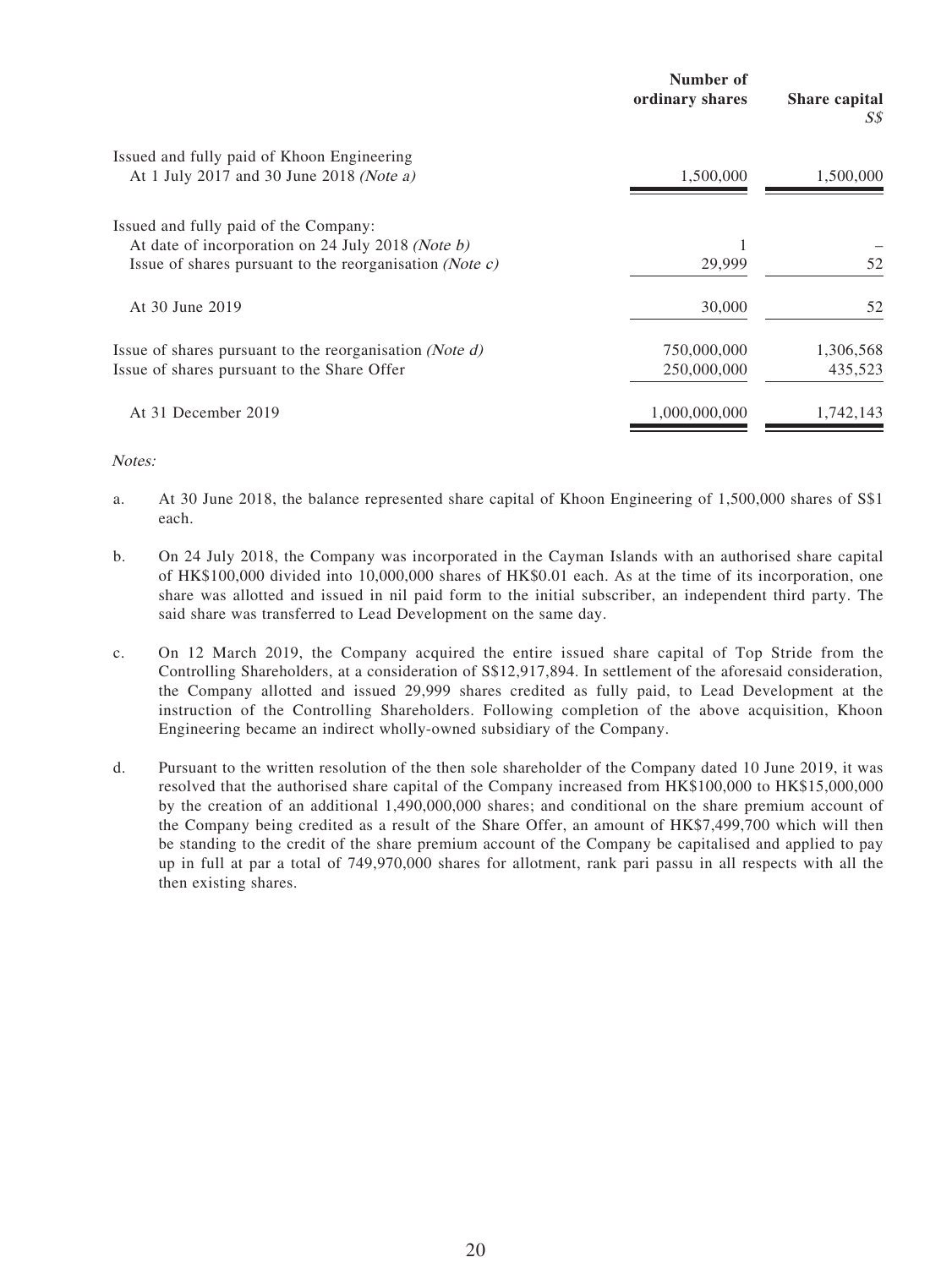| | Number of ordinary shares | Share capital S$ |
|---|---|---|
| Issued and fully paid of Khoon Engineering | | |
| At 1 July 2017 and 30 June 2018 *(Note a)* | 1,500,000 | 1,500,000 |
| Issued and fully paid of the Company: | | |
| At date of incorporation on 24 July 2018 *(Note b)* | 1 | – |
| Issue of shares pursuant to the reorganisation *(Note c)* | 29,999 | 52 |
| At 30 June 2019 | 30,000 | 52 |
| Issue of shares pursuant to the reorganisation *(Note d)* | 750,000,000 | 1,306,568 |
| Issue of shares pursuant to the Share Offer | 250,000,000 | 435,523 |
| At 31 December 2019 | 1,000,000,000 | 1,742,143 |

*Notes:*

a. At 30 June 2018, the balance represented share capital of Khoon Engineering of 1,500,000 shares of S$1 each.

b. On 24 July 2018, the Company was incorporated in the Cayman Islands with an authorised share capital of HK$100,000 divided into 10,000,000 shares of HK$0.01 each. As at the time of its incorporation, one share was allotted and issued in nil paid form to the initial subscriber, an independent third party. The said share was transferred to Lead Development on the same day.

c. On 12 March 2019, the Company acquired the entire issued share capital of Top Stride from the Controlling Shareholders, at a consideration of S$12,917,894. In settlement of the aforesaid consideration, the Company allotted and issued 29,999 shares credited as fully paid, to Lead Development at the instruction of the Controlling Shareholders. Following completion of the above acquisition, Khoon Engineering became an indirect wholly-owned subsidiary of the Company.

d. Pursuant to the written resolution of the then sole shareholder of the Company dated 10 June 2019, it was resolved that the authorised share capital of the Company increased from HK$100,000 to HK$15,000,000 by the creation of an additional 1,490,000,000 shares; and conditional on the share premium account of the Company being credited as a result of the Share Offer, an amount of HK$7,499,700 which will then be standing to the credit of the share premium account of the Company be capitalised and applied to pay up in full at par a total of 749,970,000 shares for allotment, rank pari passu in all respects with all the then existing shares.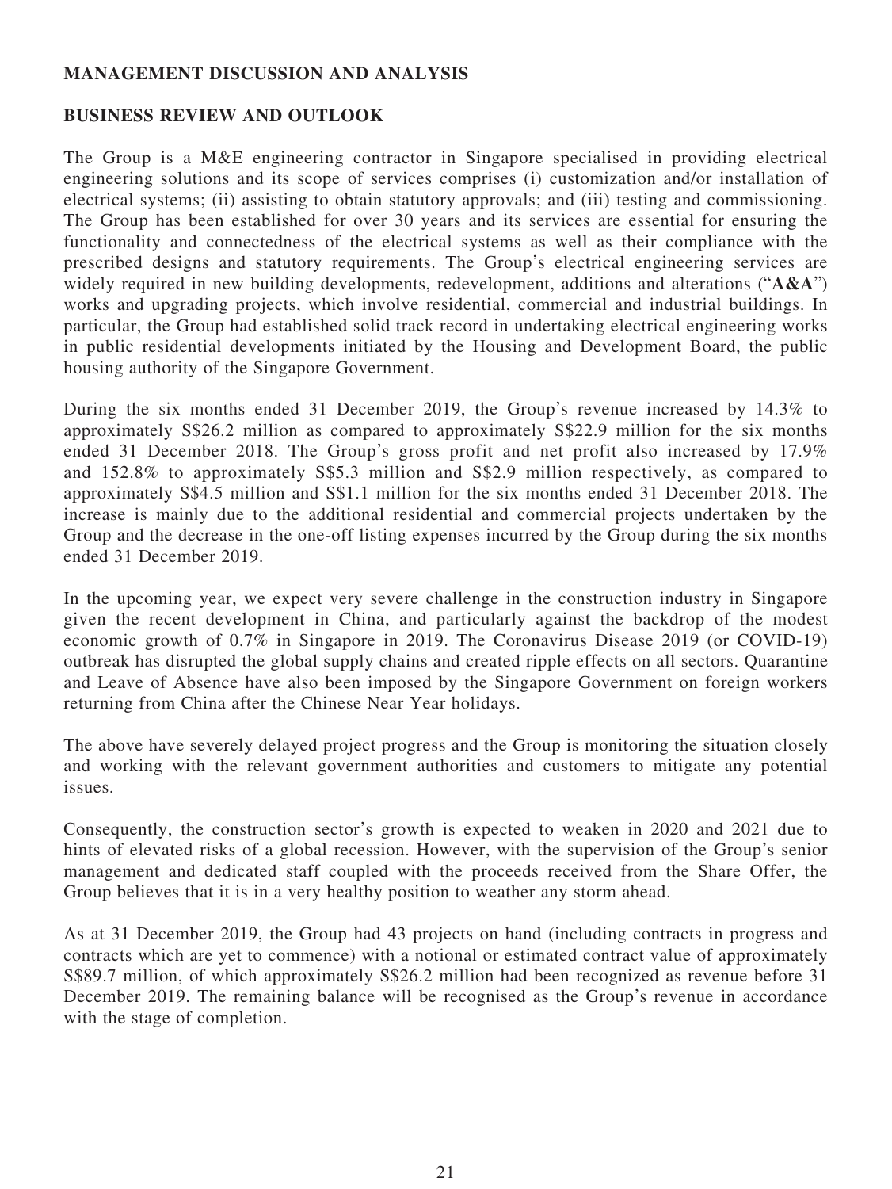## MANAGEMENT DISCUSSION AND ANALYSIS

### BUSINESS REVIEW AND OUTLOOK

The Group is a M&E engineering contractor in Singapore specialised in providing electrical engineering solutions and its scope of services comprises (i) customization and/or installation of electrical systems; (ii) assisting to obtain statutory approvals; and (iii) testing and commissioning. The Group has been established for over 30 years and its services are essential for ensuring the functionality and connectedness of the electrical systems as well as their compliance with the prescribed designs and statutory requirements. The Group's electrical engineering services are widely required in new building developments, redevelopment, additions and alterations ("**A&A**") works and upgrading projects, which involve residential, commercial and industrial buildings. In particular, the Group had established solid track record in undertaking electrical engineering works in public residential developments initiated by the Housing and Development Board, the public housing authority of the Singapore Government.

During the six months ended 31 December 2019, the Group's revenue increased by 14.3% to approximately S$26.2 million as compared to approximately S$22.9 million for the six months ended 31 December 2018. The Group's gross profit and net profit also increased by 17.9% and 152.8% to approximately S$5.3 million and S$2.9 million respectively, as compared to approximately S$4.5 million and S$1.1 million for the six months ended 31 December 2018. The increase is mainly due to the additional residential and commercial projects undertaken by the Group and the decrease in the one-off listing expenses incurred by the Group during the six months ended 31 December 2019.

In the upcoming year, we expect very severe challenge in the construction industry in Singapore given the recent development in China, and particularly against the backdrop of the modest economic growth of 0.7% in Singapore in 2019. The Coronavirus Disease 2019 (or COVID-19) outbreak has disrupted the global supply chains and created ripple effects on all sectors. Quarantine and Leave of Absence have also been imposed by the Singapore Government on foreign workers returning from China after the Chinese Near Year holidays.

The above have severely delayed project progress and the Group is monitoring the situation closely and working with the relevant government authorities and customers to mitigate any potential issues.

Consequently, the construction sector's growth is expected to weaken in 2020 and 2021 due to hints of elevated risks of a global recession. However, with the supervision of the Group's senior management and dedicated staff coupled with the proceeds received from the Share Offer, the Group believes that it is in a very healthy position to weather any storm ahead.

As at 31 December 2019, the Group had 43 projects on hand (including contracts in progress and contracts which are yet to commence) with a notional or estimated contract value of approximately S$89.7 million, of which approximately S$26.2 million had been recognized as revenue before 31 December 2019. The remaining balance will be recognised as the Group's revenue in accordance with the stage of completion.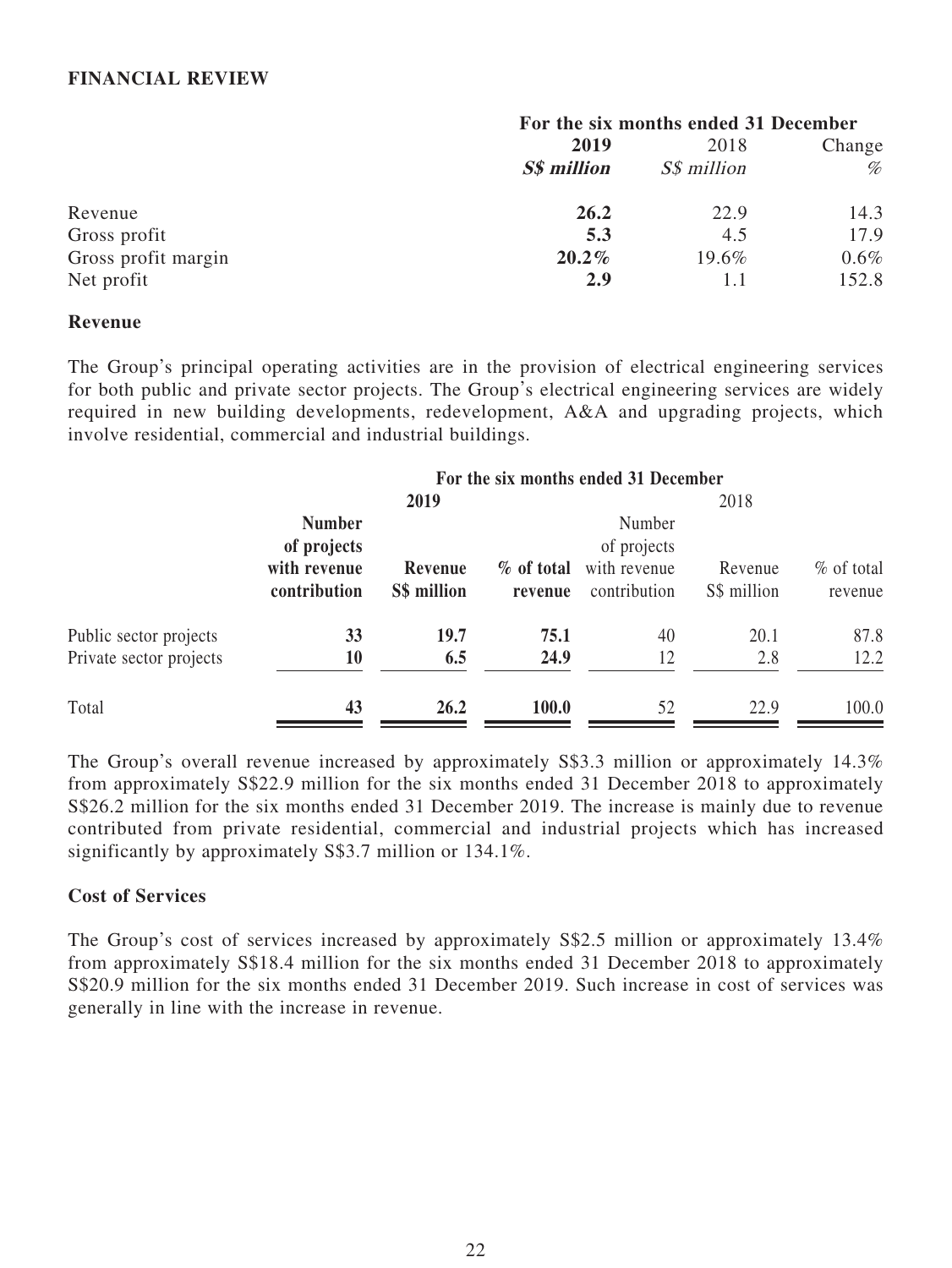## FINANCIAL REVIEW

| | For the six months ended 31 December | | |
|---|---|---|---|
| | **2019** | 2018 | Change |
| | ***S$ million*** | *S$ million* | *%* |
| Revenue | **26.2** | 22.9 | 14.3 |
| Gross profit | **5.3** | 4.5 | 17.9 |
| Gross profit margin | **20.2%** | 19.6% | 0.6% |
| Net profit | **2.9** | 1.1 | 152.8 |

### Revenue

The Group's principal operating activities are in the provision of electrical engineering services for both public and private sector projects. The Group's electrical engineering services are widely required in new building developments, redevelopment, A&A and upgrading projects, which involve residential, commercial and industrial buildings.

| | For the six months ended 31 December | | | | | |
|---|---|---|---|---|---|---|
| | **2019** | | | 2018 | | |
| | **Number of projects with revenue contribution** | **Revenue S$ million** | **% of total revenue** | Number of projects with revenue contribution | Revenue S$ million | % of total revenue |
| Public sector projects | **33** | **19.7** | **75.1** | 40 | 20.1 | 87.8 |
| Private sector projects | **10** | **6.5** | **24.9** | 12 | 2.8 | 12.2 |
| Total | **43** | **26.2** | **100.0** | 52 | 22.9 | 100.0 |

The Group's overall revenue increased by approximately S$3.3 million or approximately 14.3% from approximately S$22.9 million for the six months ended 31 December 2018 to approximately S$26.2 million for the six months ended 31 December 2019. The increase is mainly due to revenue contributed from private residential, commercial and industrial projects which has increased significantly by approximately S$3.7 million or 134.1%.

### Cost of Services

The Group's cost of services increased by approximately S$2.5 million or approximately 13.4% from approximately S$18.4 million for the six months ended 31 December 2018 to approximately S$20.9 million for the six months ended 31 December 2019. Such increase in cost of services was generally in line with the increase in revenue.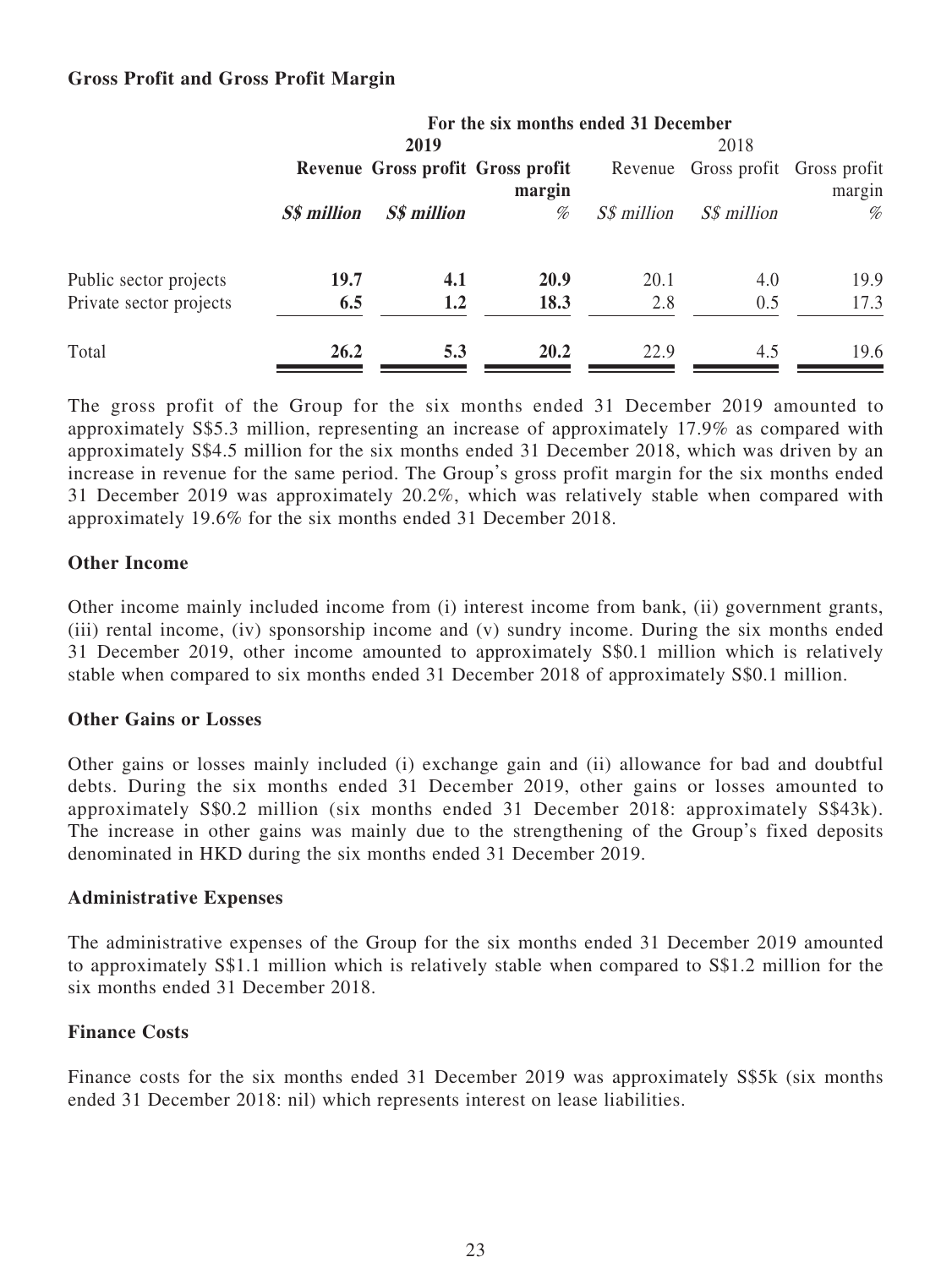### Gross Profit and Gross Profit Margin

| | For the six months ended 31 December | | | | | |
|---|---|---|---|---|---|---|
| | **2019** | | | 2018 | | |
| | **Revenue** | **Gross profit** | **Gross profit margin** | Revenue | Gross profit | Gross profit margin |
| | ***S$ million*** | ***S$ million*** | *%* | *S$ million* | *S$ million* | *%* |
| Public sector projects | **19.7** | **4.1** | **20.9** | 20.1 | 4.0 | 19.9 |
| Private sector projects | **6.5** | **1.2** | **18.3** | 2.8 | 0.5 | 17.3 |
| Total | **26.2** | **5.3** | **20.2** | 22.9 | 4.5 | 19.6 |

The gross profit of the Group for the six months ended 31 December 2019 amounted to approximately S$5.3 million, representing an increase of approximately 17.9% as compared with approximately S$4.5 million for the six months ended 31 December 2018, which was driven by an increase in revenue for the same period. The Group's gross profit margin for the six months ended 31 December 2019 was approximately 20.2%, which was relatively stable when compared with approximately 19.6% for the six months ended 31 December 2018.

### Other Income

Other income mainly included income from (i) interest income from bank, (ii) government grants, (iii) rental income, (iv) sponsorship income and (v) sundry income. During the six months ended 31 December 2019, other income amounted to approximately S$0.1 million which is relatively stable when compared to six months ended 31 December 2018 of approximately S$0.1 million.

### Other Gains or Losses

Other gains or losses mainly included (i) exchange gain and (ii) allowance for bad and doubtful debts. During the six months ended 31 December 2019, other gains or losses amounted to approximately S$0.2 million (six months ended 31 December 2018: approximately S$43k). The increase in other gains was mainly due to the strengthening of the Group's fixed deposits denominated in HKD during the six months ended 31 December 2019.

### Administrative Expenses

The administrative expenses of the Group for the six months ended 31 December 2019 amounted to approximately S$1.1 million which is relatively stable when compared to S$1.2 million for the six months ended 31 December 2018.

### Finance Costs

Finance costs for the six months ended 31 December 2019 was approximately S$5k (six months ended 31 December 2018: nil) which represents interest on lease liabilities.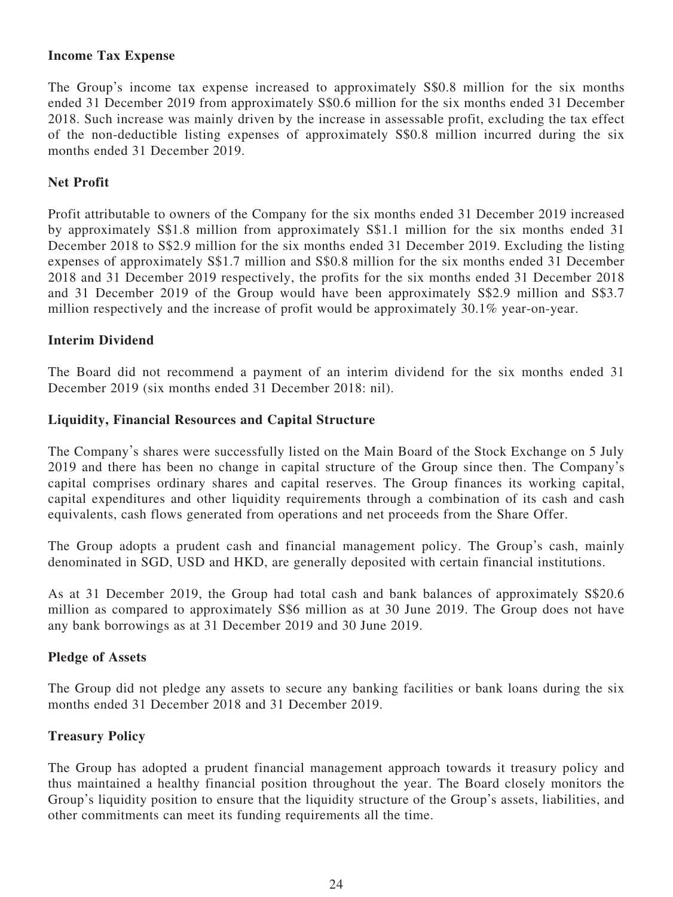**Income Tax Expense**

The Group's income tax expense increased to approximately S$0.8 million for the six months ended 31 December 2019 from approximately S$0.6 million for the six months ended 31 December 2018. Such increase was mainly driven by the increase in assessable profit, excluding the tax effect of the non-deductible listing expenses of approximately S$0.8 million incurred during the six months ended 31 December 2019.

**Net Profit**

Profit attributable to owners of the Company for the six months ended 31 December 2019 increased by approximately S$1.8 million from approximately S$1.1 million for the six months ended 31 December 2018 to S$2.9 million for the six months ended 31 December 2019. Excluding the listing expenses of approximately S$1.7 million and S$0.8 million for the six months ended 31 December 2018 and 31 December 2019 respectively, the profits for the six months ended 31 December 2018 and 31 December 2019 of the Group would have been approximately S$2.9 million and S$3.7 million respectively and the increase of profit would be approximately 30.1% year-on-year.

**Interim Dividend**

The Board did not recommend a payment of an interim dividend for the six months ended 31 December 2019 (six months ended 31 December 2018: nil).

**Liquidity, Financial Resources and Capital Structure**

The Company's shares were successfully listed on the Main Board of the Stock Exchange on 5 July 2019 and there has been no change in capital structure of the Group since then. The Company's capital comprises ordinary shares and capital reserves. The Group finances its working capital, capital expenditures and other liquidity requirements through a combination of its cash and cash equivalents, cash flows generated from operations and net proceeds from the Share Offer.

The Group adopts a prudent cash and financial management policy. The Group's cash, mainly denominated in SGD, USD and HKD, are generally deposited with certain financial institutions.

As at 31 December 2019, the Group had total cash and bank balances of approximately S$20.6 million as compared to approximately S$6 million as at 30 June 2019. The Group does not have any bank borrowings as at 31 December 2019 and 30 June 2019.

**Pledge of Assets**

The Group did not pledge any assets to secure any banking facilities or bank loans during the six months ended 31 December 2018 and 31 December 2019.

**Treasury Policy**

The Group has adopted a prudent financial management approach towards it treasury policy and thus maintained a healthy financial position throughout the year. The Board closely monitors the Group's liquidity position to ensure that the liquidity structure of the Group's assets, liabilities, and other commitments can meet its funding requirements all the time.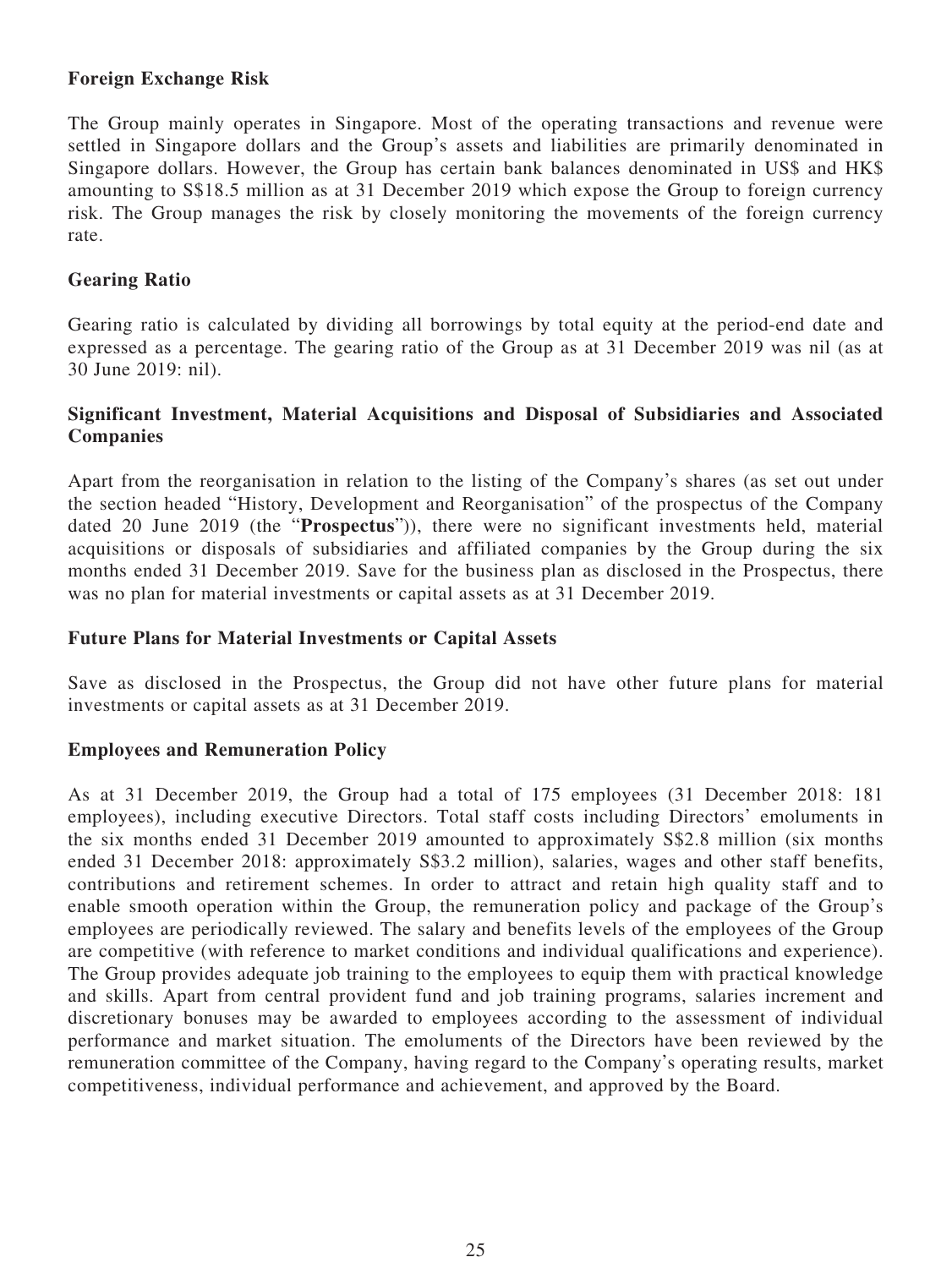### Foreign Exchange Risk

The Group mainly operates in Singapore. Most of the operating transactions and revenue were settled in Singapore dollars and the Group's assets and liabilities are primarily denominated in Singapore dollars. However, the Group has certain bank balances denominated in US$ and HK$ amounting to S$18.5 million as at 31 December 2019 which expose the Group to foreign currency risk. The Group manages the risk by closely monitoring the movements of the foreign currency rate.

### Gearing Ratio

Gearing ratio is calculated by dividing all borrowings by total equity at the period-end date and expressed as a percentage. The gearing ratio of the Group as at 31 December 2019 was nil (as at 30 June 2019: nil).

### Significant Investment, Material Acquisitions and Disposal of Subsidiaries and Associated Companies

Apart from the reorganisation in relation to the listing of the Company's shares (as set out under the section headed "History, Development and Reorganisation" of the prospectus of the Company dated 20 June 2019 (the "**Prospectus**")), there were no significant investments held, material acquisitions or disposals of subsidiaries and affiliated companies by the Group during the six months ended 31 December 2019. Save for the business plan as disclosed in the Prospectus, there was no plan for material investments or capital assets as at 31 December 2019.

### Future Plans for Material Investments or Capital Assets

Save as disclosed in the Prospectus, the Group did not have other future plans for material investments or capital assets as at 31 December 2019.

### Employees and Remuneration Policy

As at 31 December 2019, the Group had a total of 175 employees (31 December 2018: 181 employees), including executive Directors. Total staff costs including Directors' emoluments in the six months ended 31 December 2019 amounted to approximately S$2.8 million (six months ended 31 December 2018: approximately S$3.2 million), salaries, wages and other staff benefits, contributions and retirement schemes. In order to attract and retain high quality staff and to enable smooth operation within the Group, the remuneration policy and package of the Group's employees are periodically reviewed. The salary and benefits levels of the employees of the Group are competitive (with reference to market conditions and individual qualifications and experience). The Group provides adequate job training to the employees to equip them with practical knowledge and skills. Apart from central provident fund and job training programs, salaries increment and discretionary bonuses may be awarded to employees according to the assessment of individual performance and market situation. The emoluments of the Directors have been reviewed by the remuneration committee of the Company, having regard to the Company's operating results, market competitiveness, individual performance and achievement, and approved by the Board.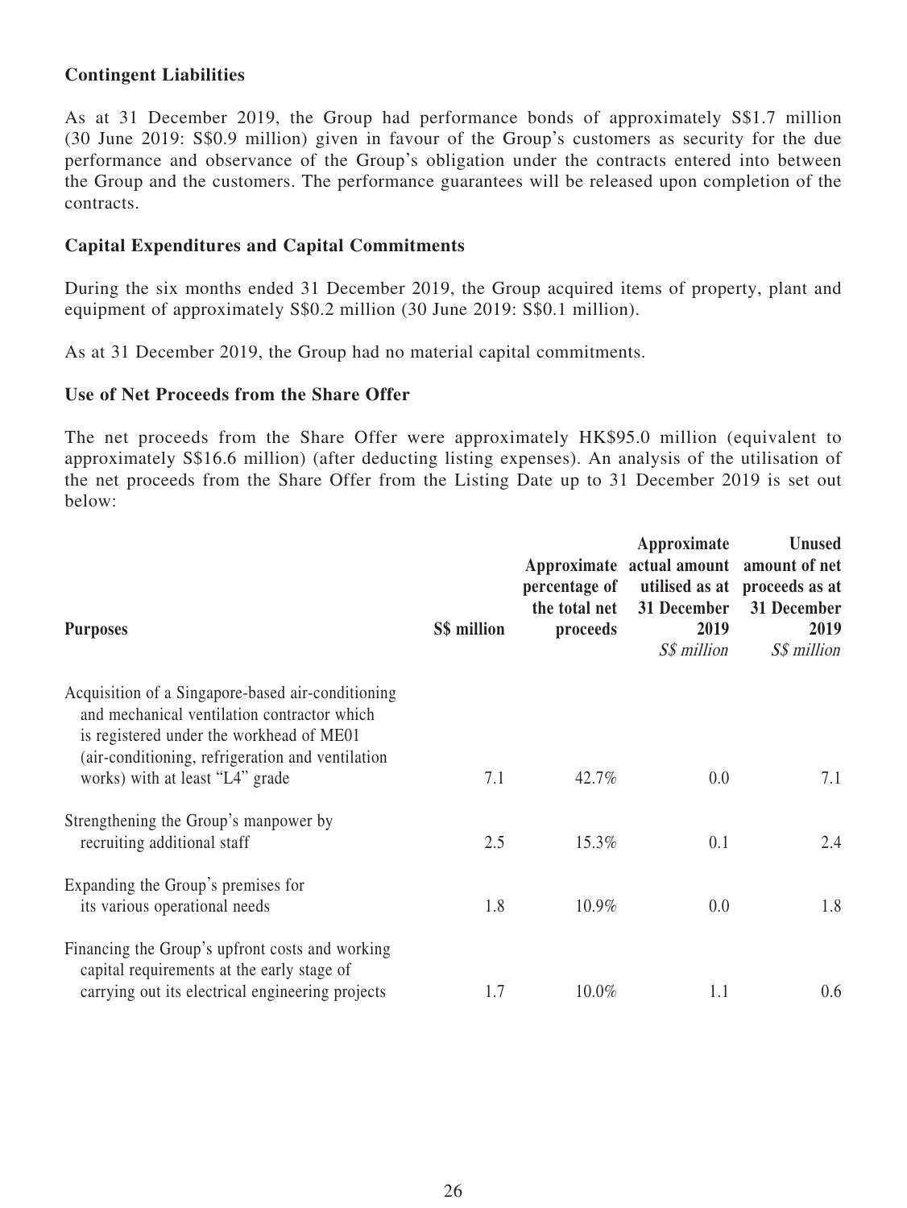### Contingent Liabilities

As at 31 December 2019, the Group had performance bonds of approximately S$1.7 million (30 June 2019: S$0.9 million) given in favour of the Group's customers as security for the due performance and observance of the Group's obligation under the contracts entered into between the Group and the customers. The performance guarantees will be released upon completion of the contracts.

### Capital Expenditures and Capital Commitments

During the six months ended 31 December 2019, the Group acquired items of property, plant and equipment of approximately S$0.2 million (30 June 2019: S$0.1 million).

As at 31 December 2019, the Group had no material capital commitments.

### Use of Net Proceeds from the Share Offer

The net proceeds from the Share Offer were approximately HK$95.0 million (equivalent to approximately S$16.6 million) (after deducting listing expenses). An analysis of the utilisation of the net proceeds from the Share Offer from the Listing Date up to 31 December 2019 is set out below:

| Purposes | S$ million | Approximate percentage of the total net proceeds | Approximate actual amount utilised as at 31 December 2019<br>*S$ million* | Unused amount of net proceeds as at 31 December 2019<br>*S$ million* |
|---|---|---|---|---|
| Acquisition of a Singapore-based air-conditioning and mechanical ventilation contractor which is registered under the workhead of ME01 (air-conditioning, refrigeration and ventilation works) with at least "L4" grade | 7.1 | 42.7% | 0.0 | 7.1 |
| Strengthening the Group's manpower by recruiting additional staff | 2.5 | 15.3% | 0.1 | 2.4 |
| Expanding the Group's premises for its various operational needs | 1.8 | 10.9% | 0.0 | 1.8 |
| Financing the Group's upfront costs and working capital requirements at the early stage of carrying out its electrical engineering projects | 1.7 | 10.0% | 1.1 | 0.6 |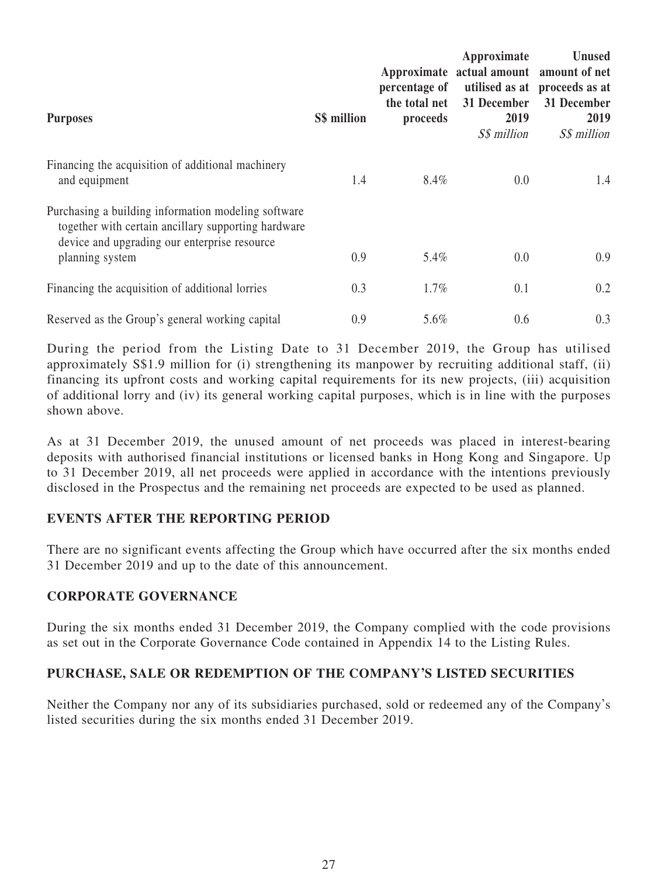| Purposes | S$ million | Approximate percentage of the total net proceeds | Approximate actual amount utilised as at 31 December 2019<br>*S$ million* | Unused amount of net proceeds as at 31 December 2019<br>*S$ million* |
|---|---|---|---|---|
| Financing the acquisition of additional machinery and equipment | 1.4 | 8.4% | 0.0 | 1.4 |
| Purchasing a building information modeling software together with certain ancillary supporting hardware device and upgrading our enterprise resource planning system | 0.9 | 5.4% | 0.0 | 0.9 |
| Financing the acquisition of additional lorries | 0.3 | 1.7% | 0.1 | 0.2 |
| Reserved as the Group's general working capital | 0.9 | 5.6% | 0.6 | 0.3 |

During the period from the Listing Date to 31 December 2019, the Group has utilised approximately S$1.9 million for (i) strengthening its manpower by recruiting additional staff, (ii) financing its upfront costs and working capital requirements for its new projects, (iii) acquisition of additional lorry and (iv) its general working capital purposes, which is in line with the purposes shown above.

As at 31 December 2019, the unused amount of net proceeds was placed in interest-bearing deposits with authorised financial institutions or licensed banks in Hong Kong and Singapore. Up to 31 December 2019, all net proceeds were applied in accordance with the intentions previously disclosed in the Prospectus and the remaining net proceeds are expected to be used as planned.

## EVENTS AFTER THE REPORTING PERIOD

There are no significant events affecting the Group which have occurred after the six months ended 31 December 2019 and up to the date of this announcement.

## CORPORATE GOVERNANCE

During the six months ended 31 December 2019, the Company complied with the code provisions as set out in the Corporate Governance Code contained in Appendix 14 to the Listing Rules.

## PURCHASE, SALE OR REDEMPTION OF THE COMPANY'S LISTED SECURITIES

Neither the Company nor any of its subsidiaries purchased, sold or redeemed any of the Company's listed securities during the six months ended 31 December 2019.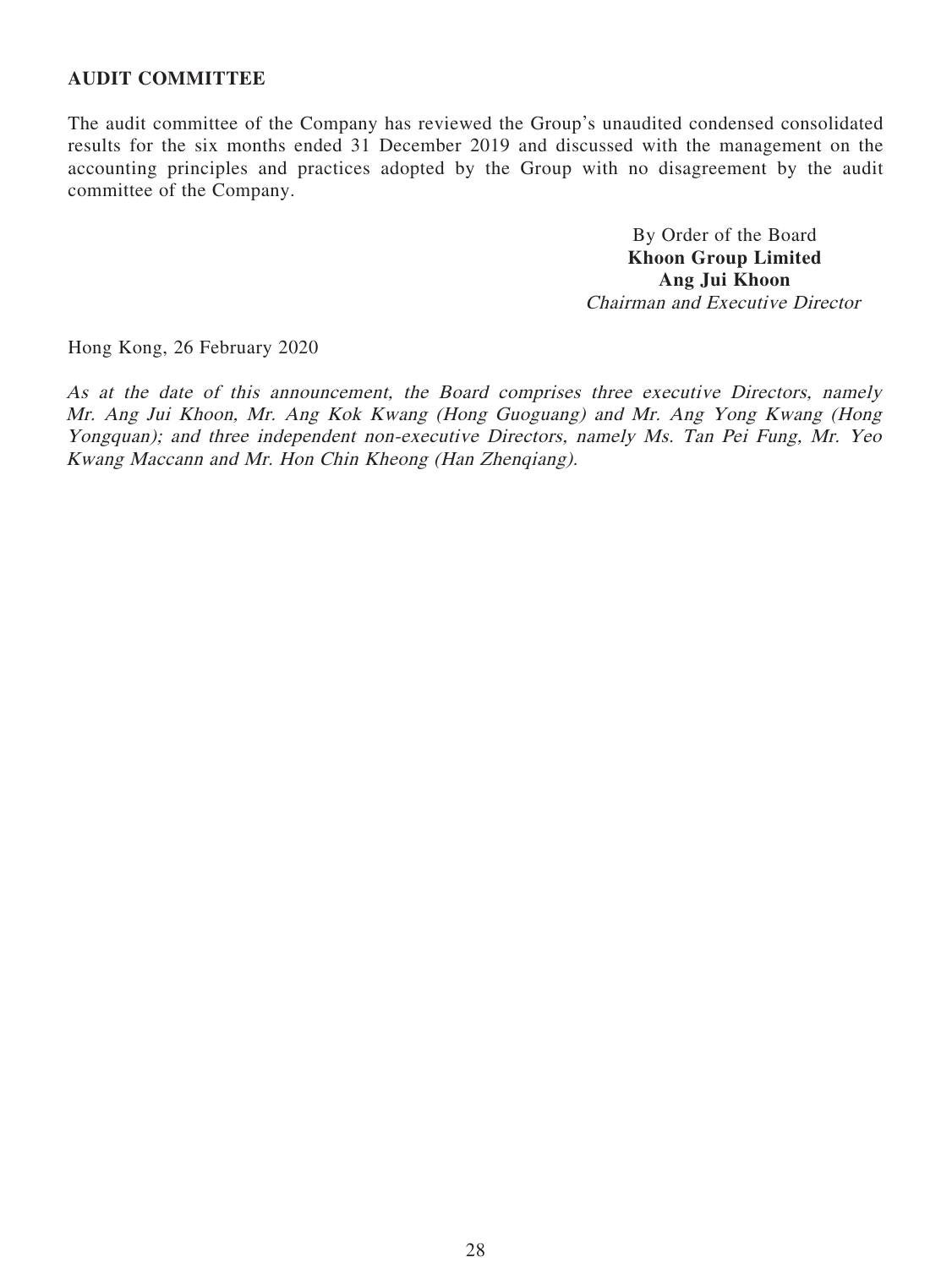**AUDIT COMMITTEE**

The audit committee of the Company has reviewed the Group's unaudited condensed consolidated results for the six months ended 31 December 2019 and discussed with the management on the accounting principles and practices adopted by the Group with no disagreement by the audit committee of the Company.

By Order of the Board
**Khoon Group Limited**
**Ang Jui Khoon**
*Chairman and Executive Director*

Hong Kong, 26 February 2020

*As at the date of this announcement, the Board comprises three executive Directors, namely Mr. Ang Jui Khoon, Mr. Ang Kok Kwang (Hong Guoguang) and Mr. Ang Yong Kwang (Hong Yongquan); and three independent non-executive Directors, namely Ms. Tan Pei Fung, Mr. Yeo Kwang Maccann and Mr. Hon Chin Kheong (Han Zhenqiang).*